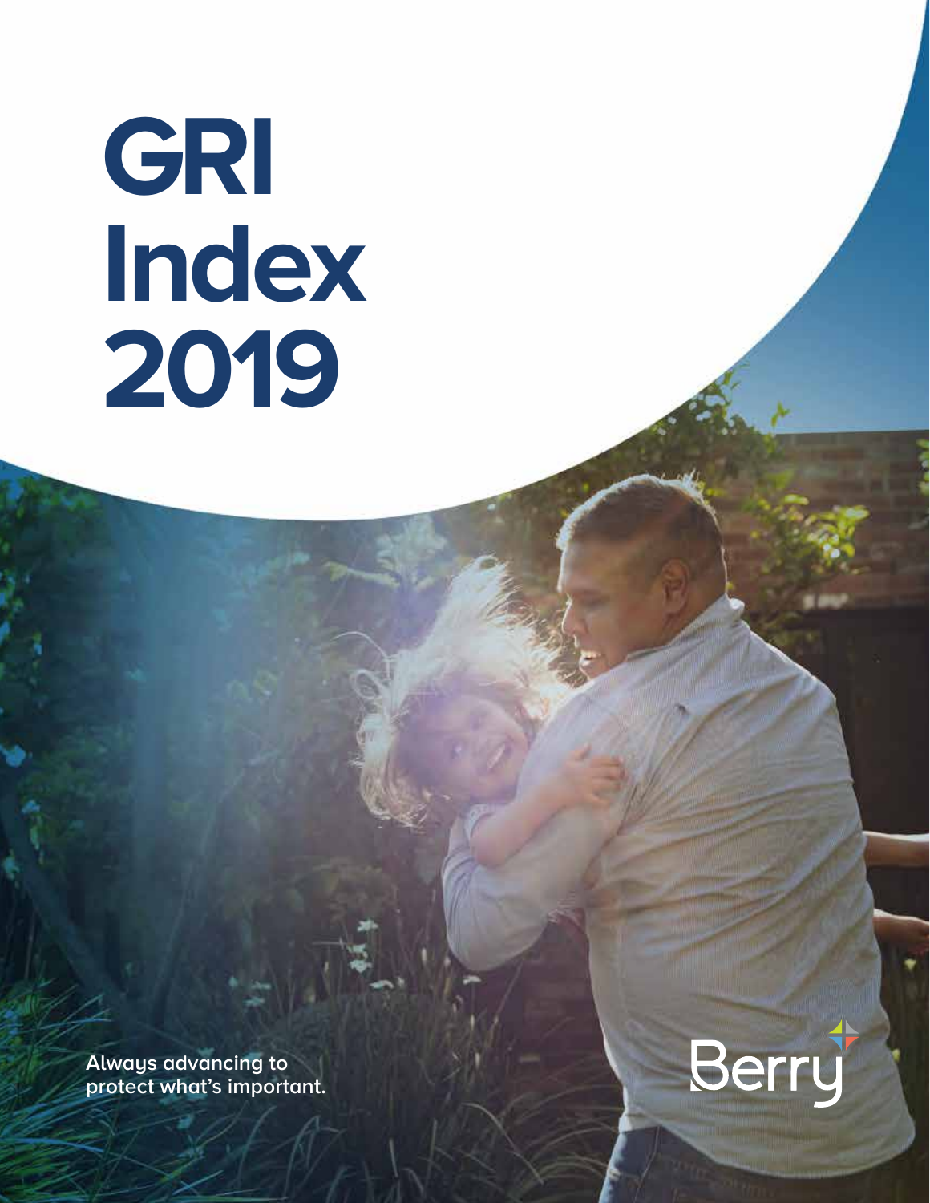# GRI Index 2019

Always advancing to protect what's important.

Berry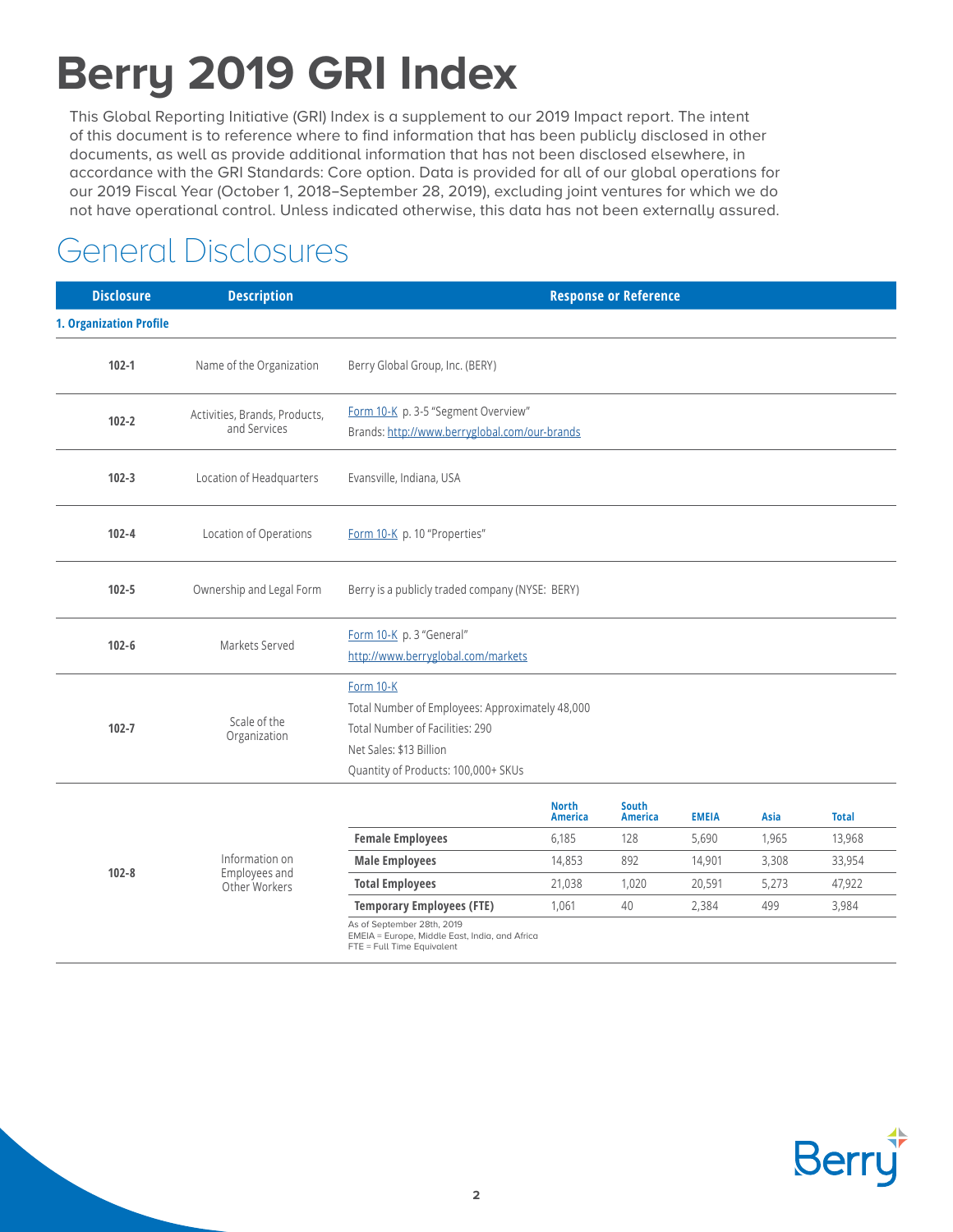# Berry 2019 GRI Index

This Global Reporting Initiative (GRI) Index is a supplement to our 2019 Impact report. The intent of this document is to reference where to find information that has been publicly disclosed in other documents, as well as provide additional information that has not been disclosed elsewhere, in accordance with the GRI Standards: Core option. Data is provided for all of our global operations for our 2019 Fiscal Year (October 1, 2018–September 28, 2019), excluding joint ventures for which we do not have operational control. Unless indicated otherwise, this data has not been externally assured.

## General Disclosures

| Disclosure | Description | Response or Reference |
|---|---|---|
| **1. Organization Profile** | | |
| **102-1** | Name of the Organization | Berry Global Group, Inc. (BERY) |
| **102-2** | Activities, Brands, Products, and Services | Form 10-K p. 3-5 "Segment Overview"<br>Brands: http://www.berryglobal.com/our-brands |
| **102-3** | Location of Headquarters | Evansville, Indiana, USA |
| **102-4** | Location of Operations | Form 10-K p. 10 "Properties" |
| **102-5** | Ownership and Legal Form | Berry is a publicly traded company (NYSE: BERY) |
| **102-6** | Markets Served | Form 10-K p. 3 "General"<br>http://www.berryglobal.com/markets |
| **102-7** | Scale of the Organization | Form 10-K<br>Total Number of Employees: Approximately 48,000<br>Total Number of Facilities: 290<br>Net Sales: $13 Billion<br>Quantity of Products: 100,000+ SKUs |
| **102-8** | Information on Employees and Other Workers | See table below |

**102-8 Information on Employees and Other Workers**

| | North America | South America | EMEIA | Asia | Total |
|---|---|---|---|---|---|
| **Female Employees** | 6,185 | 128 | 5,690 | 1,965 | 13,968 |
| **Male Employees** | 14,853 | 892 | 14,901 | 3,308 | 33,954 |
| **Total Employees** | 21,038 | 1,020 | 20,591 | 5,273 | 47,922 |
| **Temporary Employees (FTE)** | 1,061 | 40 | 2,384 | 499 | 3,984 |

As of September 28th, 2019
EMEIA = Europe, Middle East, India, and Africa
FTE = Full Time Equivalent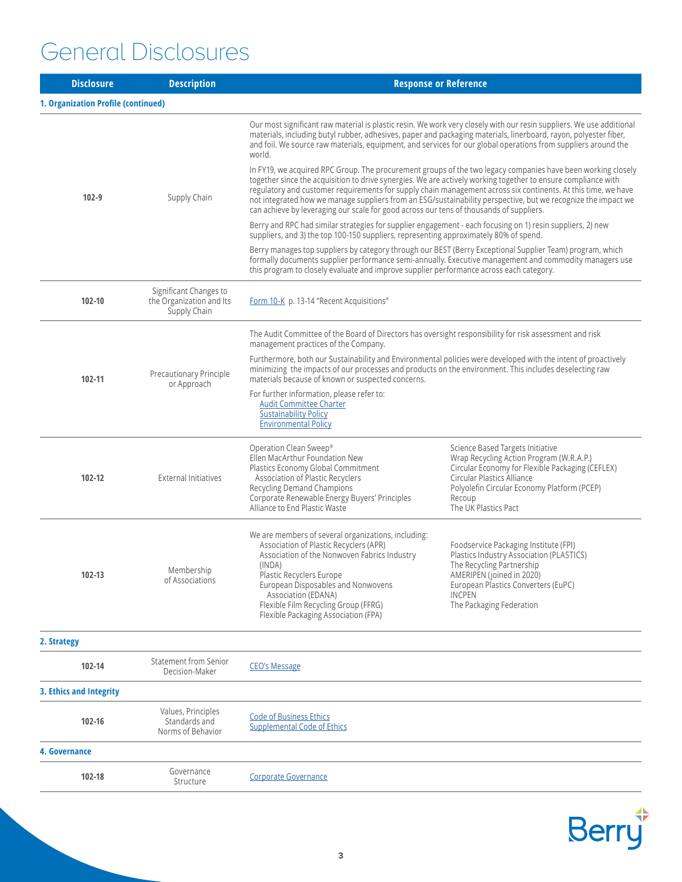# General Disclosures

| Disclosure | Description | Response or Reference |
|---|---|---|
| **1. Organization Profile (continued)** | | |
| 102-9 | Supply Chain | Our most significant raw material is plastic resin. We work very closely with our resin suppliers. We use additional materials, including butyl rubber, adhesives, paper and packaging materials, linerboard, rayon, polyester fiber, and foil. We source raw materials, equipment, and services for our global operations from suppliers around the world.<br><br>In FY19, we acquired RPC Group. The procurement groups of the two legacy companies have been working closely together since the acquisition to drive synergies. We are actively working together to ensure compliance with regulatory and customer requirements for supply chain management across six continents. At this time, we have not integrated how we manage suppliers from an ESG/sustainability perspective, but we recognize the impact we can achieve by leveraging our scale for good across our tens of thousands of suppliers.<br><br>Berry and RPC had similar strategies for supplier engagement - each focusing on 1) resin suppliers, 2) new suppliers, and 3) the top 100-150 suppliers, representing approximately 80% of spend.<br><br>Berry manages top suppliers by category through our BEST (Berry Exceptional Supplier Team) program, which formally documents supplier performance semi-annually. Executive management and commodity managers use this program to closely evaluate and improve supplier performance across each category. |
| 102-10 | Significant Changes to the Organization and Its Supply Chain | Form 10-K p. 13-14 "Recent Acquisitions" |
| 102-11 | Precautionary Principle or Approach | The Audit Committee of the Board of Directors has oversight responsibility for risk assessment and risk management practices of the Company.<br><br>Furthermore, both our Sustainability and Environmental policies were developed with the intent of proactively minimizing the impacts of our processes and products on the environment. This includes deselecting raw materials because of known or suspected concerns.<br><br>For further information, please refer to:<br>Audit Committee Charter<br>Sustainability Policy<br>Environmental Policy |
| 102-12 | External Initiatives | Operation Clean Sweep®<br>Ellen MacArthur Foundation New Plastics Economy Global Commitment<br>Association of Plastic Recyclers<br>Recycling Demand Champions<br>Corporate Renewable Energy Buyers' Principles<br>Alliance to End Plastic Waste<br>Science Based Targets Initiative<br>Wrap Recycling Action Program (W.R.A.P.)<br>Circular Economy for Flexible Packaging (CEFLEX)<br>Circular Plastics Alliance<br>Polyolefin Circular Economy Platform (PCEP)<br>Recoup<br>The UK Plastics Pact |
| 102-13 | Membership of Associations | We are members of several organizations, including:<br>Association of Plastic Recyclers (APR)<br>Association of the Nonwoven Fabrics Industry (INDA)<br>Plastic Recyclers Europe<br>European Disposables and Nonwovens Association (EDANA)<br>Flexible Film Recycling Group (FFRG)<br>Flexible Packaging Association (FPA)<br>Foodservice Packaging Institute (FPI)<br>Plastics Industry Association (PLASTICS)<br>The Recycling Partnership<br>AMERIPEN (joined in 2020)<br>European Plastics Converters (EuPC)<br>INCPEN<br>The Packaging Federation |
| **2. Strategy** | | |
| 102-14 | Statement from Senior Decision-Maker | CEO's Message |
| **3. Ethics and Integrity** | | |
| 102-16 | Values, Principles Standards and Norms of Behavior | Code of Business Ethics<br>Supplemental Code of Ethics |
| **4. Governance** | | |
| 102-18 | Governance Structure | Corporate Governance |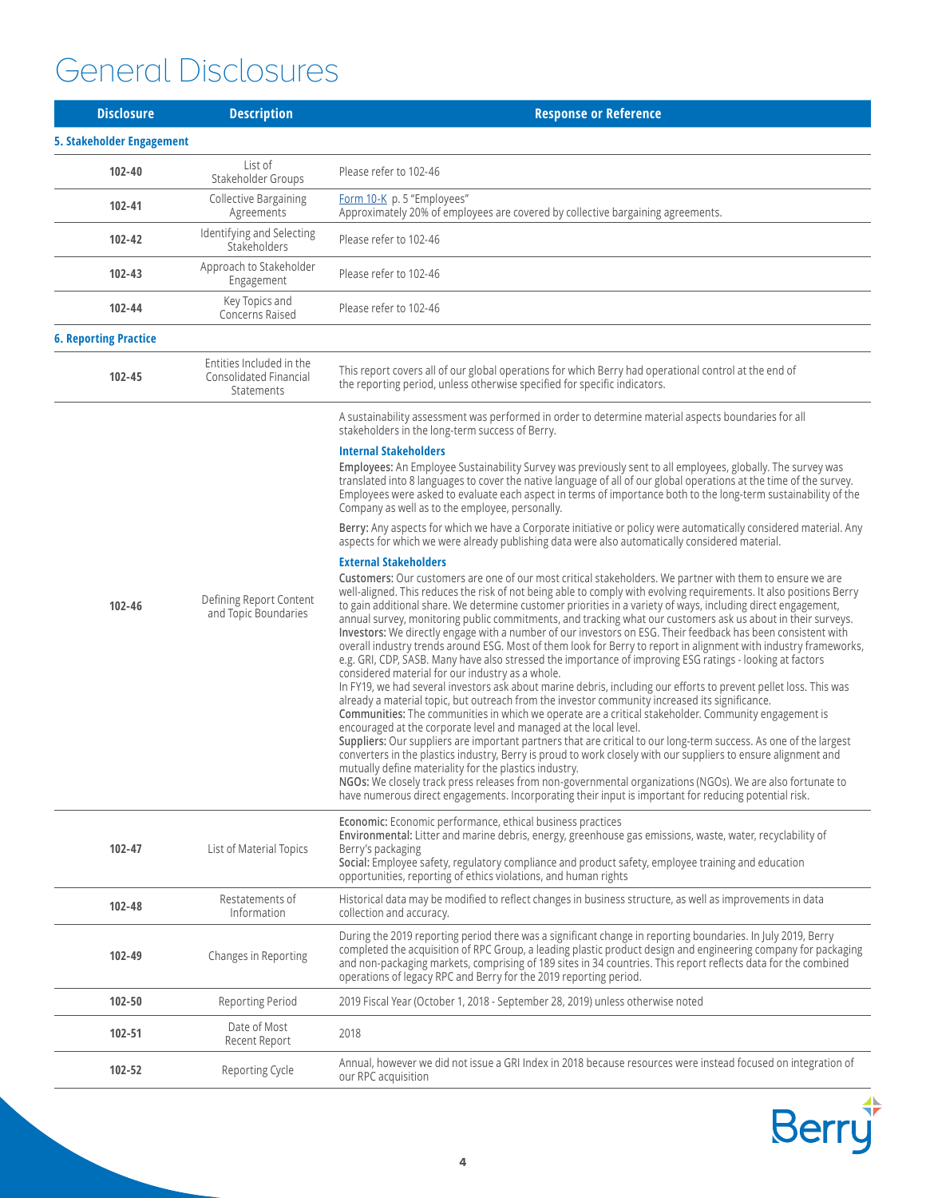# General Disclosures

| Disclosure | Description | Response or Reference |
|---|---|---|
| **5. Stakeholder Engagement** | | |
| **102-40** | List of Stakeholder Groups | Please refer to 102-46 |
| **102-41** | Collective Bargaining Agreements | Form 10-K p. 5 "Employees"<br>Approximately 20% of employees are covered by collective bargaining agreements. |
| **102-42** | Identifying and Selecting Stakeholders | Please refer to 102-46 |
| **102-43** | Approach to Stakeholder Engagement | Please refer to 102-46 |
| **102-44** | Key Topics and Concerns Raised | Please refer to 102-46 |
| **6. Reporting Practice** | | |
| **102-45** | Entities Included in the Consolidated Financial Statements | This report covers all of our global operations for which Berry had operational control at the end of the reporting period, unless otherwise specified for specific indicators. |
| **102-46** | Defining Report Content and Topic Boundaries | A sustainability assessment was performed in order to determine material aspects boundaries for all stakeholders in the long-term success of Berry.<br>**Internal Stakeholders**<br>**Employees:** An Employee Sustainability Survey was previously sent to all employees, globally. The survey was translated into 8 languages to cover the native language of all of our global operations at the time of the survey. Employees were asked to evaluate each aspect in terms of importance both to the long-term sustainability of the Company as well as to the employee, personally.<br>**Berry:** Any aspects for which we have a Corporate initiative or policy were automatically considered material. Any aspects for which we were already publishing data were also automatically considered material.<br>**External Stakeholders**<br>**Customers:** Our customers are one of our most critical stakeholders. We partner with them to ensure we are well-aligned. This reduces the risk of not being able to comply with evolving requirements. It also positions Berry to gain additional share. We determine customer priorities in a variety of ways, including direct engagement, annual survey, monitoring public commitments, and tracking what our customers ask us about in their surveys.<br>**Investors:** We directly engage with a number of our investors on ESG. Their feedback has been consistent with overall industry trends around ESG. Most of them look for Berry to report in alignment with industry frameworks, e.g. GRI, CDP, SASB. Many have also stressed the importance of improving ESG ratings - looking at factors considered material for our industry as a whole.<br>In FY19, we had several investors ask about marine debris, including our efforts to prevent pellet loss. This was already a material topic, but outreach from the investor community increased its significance.<br>**Communities:** The communities in which we operate are a critical stakeholder. Community engagement is encouraged at the corporate level and managed at the local level.<br>**Suppliers:** Our suppliers are important partners that are critical to our long-term success. As one of the largest converters in the plastics industry, Berry is proud to work closely with our suppliers to ensure alignment and mutually define materiality for the plastics industry.<br>**NGOs:** We closely track press releases from non-governmental organizations (NGOs). We are also fortunate to have numerous direct engagements. Incorporating their input is important for reducing potential risk. |
| **102-47** | List of Material Topics | **Economic:** Economic performance, ethical business practices<br>**Environmental:** Litter and marine debris, energy, greenhouse gas emissions, waste, water, recyclability of Berry's packaging<br>**Social:** Employee safety, regulatory compliance and product safety, employee training and education opportunities, reporting of ethics violations, and human rights |
| **102-48** | Restatements of Information | Historical data may be modified to reflect changes in business structure, as well as improvements in data collection and accuracy. |
| **102-49** | Changes in Reporting | During the 2019 reporting period there was a significant change in reporting boundaries. In July 2019, Berry completed the acquisition of RPC Group, a leading plastic product design and engineering company for packaging and non-packaging markets, comprising of 189 sites in 34 countries. This report reflects data for the combined operations of legacy RPC and Berry for the 2019 reporting period. |
| **102-50** | Reporting Period | 2019 Fiscal Year (October 1, 2018 - September 28, 2019) unless otherwise noted |
| **102-51** | Date of Most Recent Report | 2018 |
| **102-52** | Reporting Cycle | Annual, however we did not issue a GRI Index in 2018 because resources were instead focused on integration of our RPC acquisition |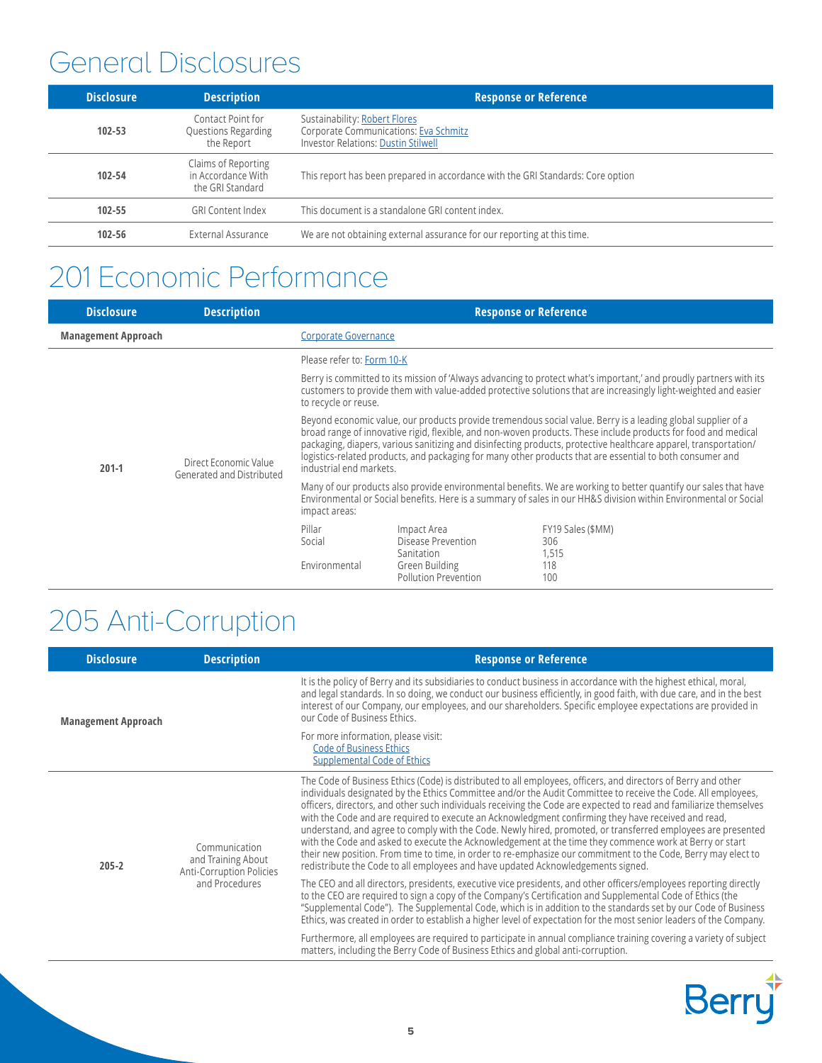# General Disclosures

| Disclosure | Description | Response or Reference |
|---|---|---|
| 102-53 | Contact Point for Questions Regarding the Report | Sustainability: Robert Flores<br>Corporate Communications: Eva Schmitz<br>Investor Relations: Dustin Stilwell |
| 102-54 | Claims of Reporting in Accordance With the GRI Standard | This report has been prepared in accordance with the GRI Standards: Core option |
| 102-55 | GRI Content Index | This document is a standalone GRI content index. |
| 102-56 | External Assurance | We are not obtaining external assurance for our reporting at this time. |

# 201 Economic Performance

| Disclosure | Description | Response or Reference |
|---|---|---|
| **Management Approach** | | Corporate Governance |
| 201-1 | Direct Economic Value Generated and Distributed | Please refer to: Form 10-K<br><br>Berry is committed to its mission of 'Always advancing to protect what's important,' and proudly partners with its customers to provide them with value-added protective solutions that are increasingly light-weighted and easier to recycle or reuse.<br><br>Beyond economic value, our products provide tremendous social value. Berry is a leading global supplier of a broad range of innovative rigid, flexible, and non-woven products. These include products for food and medical packaging, diapers, various sanitizing and disinfecting products, protective healthcare apparel, transportation/logistics-related products, and packaging for many other products that are essential to both consumer and industrial end markets.<br><br>Many of our products also provide environmental benefits. We are working to better quantify our sales that have Environmental or Social benefits. Here is a summary of sales in our HH&S division within Environmental or Social impact areas: |

| Pillar | Impact Area | FY19 Sales ($MM) |
|---|---|---|
| Social | Disease Prevention | 306 |
| | Sanitation | 1,515 |
| Environmental | Green Building | 118 |
| | Pollution Prevention | 100 |

# 205 Anti-Corruption

| Disclosure | Description | Response or Reference |
|---|---|---|
| **Management Approach** | | It is the policy of Berry and its subsidiaries to conduct business in accordance with the highest ethical, moral, and legal standards. In so doing, we conduct our business efficiently, in good faith, with due care, and in the best interest of our Company, our employees, and our shareholders. Specific employee expectations are provided in our Code of Business Ethics.<br><br>For more information, please visit:<br>Code of Business Ethics<br>Supplemental Code of Ethics |
| 205-2 | Communication and Training About Anti-Corruption Policies and Procedures | The Code of Business Ethics (Code) is distributed to all employees, officers, and directors of Berry and other individuals designated by the Ethics Committee and/or the Audit Committee to receive the Code. All employees, officers, directors, and other such individuals receiving the Code are expected to read and familiarize themselves with the Code and are required to execute an Acknowledgment confirming they have received and read, understand, and agree to comply with the Code. Newly hired, promoted, or transferred employees are presented with the Code and asked to execute the Acknowledgement at the time they commence work at Berry or start their new position. From time to time, in order to re-emphasize our commitment to the Code, Berry may elect to redistribute the Code to all employees and have updated Acknowledgements signed.<br><br>The CEO and all directors, presidents, executive vice presidents, and other officers/employees reporting directly to the CEO are required to sign a copy of the Company's Certification and Supplemental Code of Ethics (the "Supplemental Code"). The Supplemental Code, which is in addition to the standards set by our Code of Business Ethics, was created in order to establish a higher level of expectation for the most senior leaders of the Company.<br><br>Furthermore, all employees are required to participate in annual compliance training covering a variety of subject matters, including the Berry Code of Business Ethics and global anti-corruption. |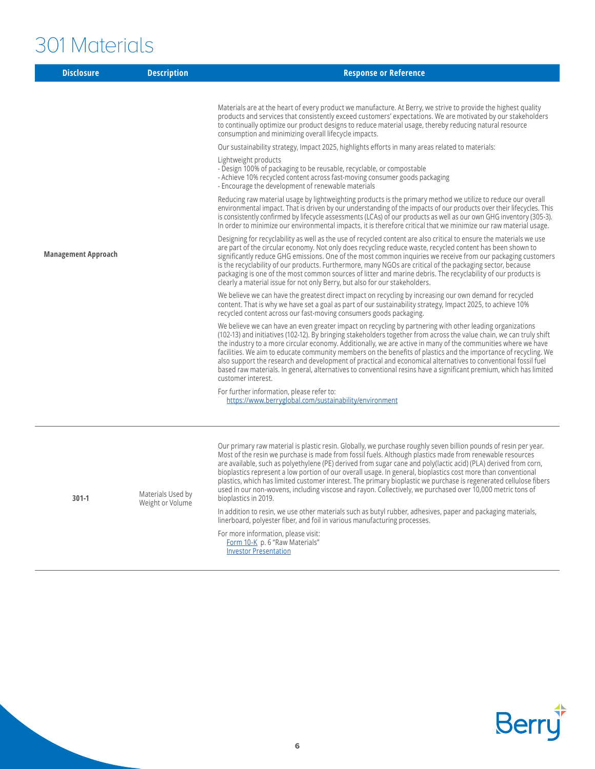# 301 Materials

| Disclosure | Description | Response or Reference |
|---|---|---|
| Management Approach | | Materials are at the heart of every product we manufacture. At Berry, we strive to provide the highest quality products and services that consistently exceed customers' expectations. We are motivated by our stakeholders to continually optimize our product designs to reduce material usage, thereby reducing natural resource consumption and minimizing overall lifecycle impacts.<br><br>Our sustainability strategy, Impact 2025, highlights efforts in many areas related to materials:<br><br>Lightweight products<br>- Design 100% of packaging to be reusable, recyclable, or compostable<br>- Achieve 10% recycled content across fast-moving consumer goods packaging<br>- Encourage the development of renewable materials<br><br>Reducing raw material usage by lightweighting products is the primary method we utilize to reduce our overall environmental impact. That is driven by our understanding of the impacts of our products over their lifecycles. This is consistently confirmed by lifecycle assessments (LCAs) of our products as well as our own GHG inventory (305-3). In order to minimize our environmental impacts, it is therefore critical that we minimize our raw material usage.<br><br>Designing for recyclability as well as the use of recycled content are also critical to ensure the materials we use are part of the circular economy. Not only does recycling reduce waste, recycled content has been shown to significantly reduce GHG emissions. One of the most common inquiries we receive from our packaging customers is the recyclability of our products. Furthermore, many NGOs are critical of the packaging sector, because packaging is one of the most common sources of litter and marine debris. The recyclability of our products is clearly a material issue for not only Berry, but also for our stakeholders.<br><br>We believe we can have the greatest direct impact on recycling by increasing our own demand for recycled content. That is why we have set a goal as part of our sustainability strategy, Impact 2025, to achieve 10% recycled content across our fast-moving consumers goods packaging.<br><br>We believe we can have an even greater impact on recycling by partnering with other leading organizations (102-13) and initiatives (102-12). By bringing stakeholders together from across the value chain, we can truly shift the industry to a more circular economy. Additionally, we are active in many of the communities where we have facilities. We aim to educate community members on the benefits of plastics and the importance of recycling. We also support the research and development of practical and economical alternatives to conventional fossil fuel based raw materials. In general, alternatives to conventional resins have a significant premium, which has limited customer interest.<br><br>For further information, please refer to:<br>https://www.berryglobal.com/sustainability/environment |
| 301-1 | Materials Used by Weight or Volume | Our primary raw material is plastic resin. Globally, we purchase roughly seven billion pounds of resin per year. Most of the resin we purchase is made from fossil fuels. Although plastics made from renewable resources are available, such as polyethylene (PE) derived from sugar cane and poly(lactic acid) (PLA) derived from corn, bioplastics represent a low portion of our overall usage. In general, bioplastics cost more than conventional plastics, which has limited customer interest. The primary bioplastic we purchase is regenerated cellulose fibers used in our non-wovens, including viscose and rayon. Collectively, we purchased over 10,000 metric tons of bioplastics in 2019.<br><br>In addition to resin, we use other materials such as butyl rubber, adhesives, paper and packaging materials, linerboard, polyester fiber, and foil in various manufacturing processes.<br><br>For more information, please visit:<br>Form 10-K p. 6 "Raw Materials"<br>Investor Presentation |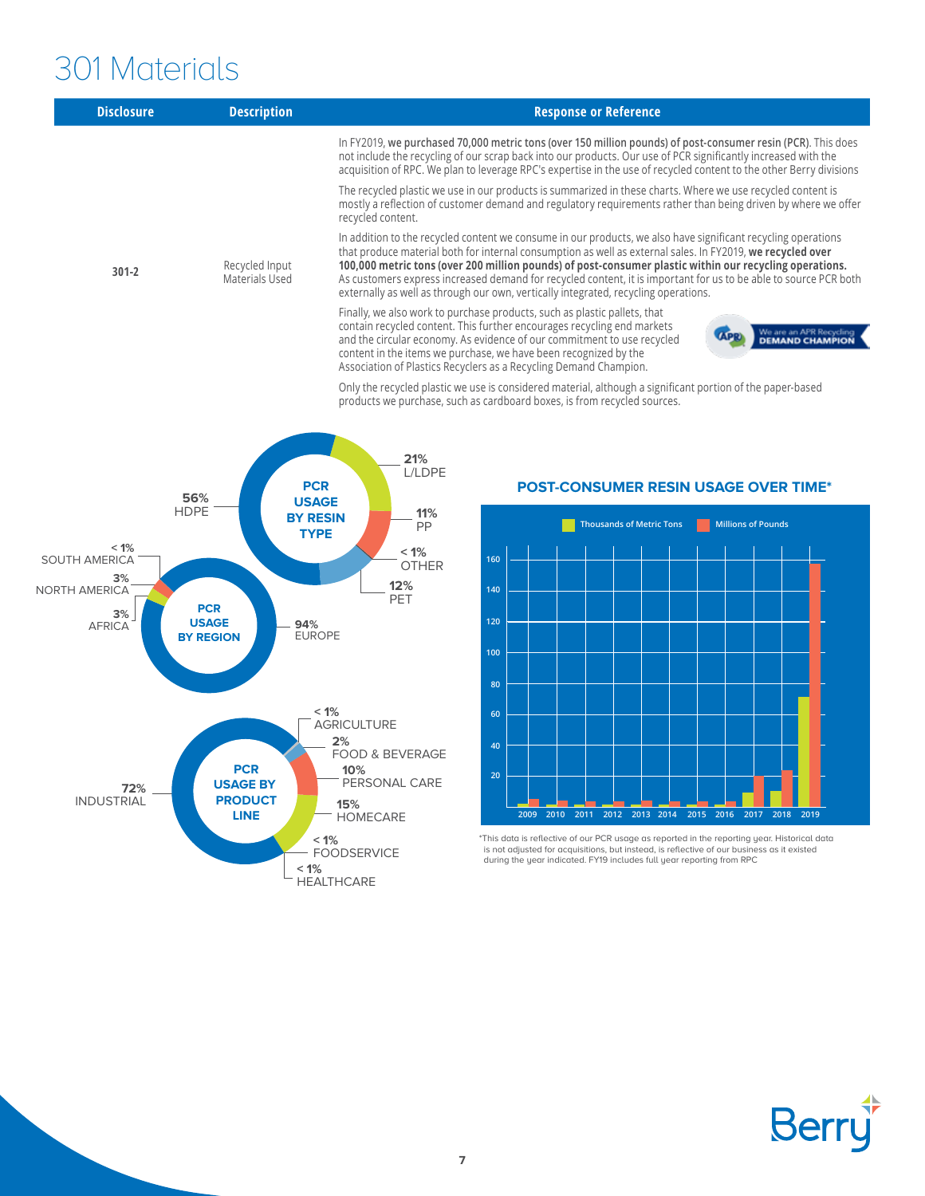# 301 Materials

| Disclosure | Description | Response or Reference |
|---|---|---|
| 301-2 | Recycled Input Materials Used | In FY2019, **we purchased 70,000 metric tons (over 150 million pounds) of post-consumer resin (PCR)**. This does not include the recycling of our scrap back into our products. Our use of PCR significantly increased with the acquisition of RPC. We plan to leverage RPC's expertise in the use of recycled content to the other Berry divisions<br><br>The recycled plastic we use in our products is summarized in these charts. Where we use recycled content is mostly a reflection of customer demand and regulatory requirements rather than being driven by where we offer recycled content.<br><br>In addition to the recycled content we consume in our products, we also have significant recycling operations that produce material both for internal consumption as well as external sales. In FY2019, **we recycled over 100,000 metric tons (over 200 million pounds) of post-consumer plastic within our recycling operations.** As customers express increased demand for recycled content, it is important for us to be able to source PCR both externally as well as through our own, vertically integrated, recycling operations.<br><br>Finally, we also work to purchase products, such as plastic pallets, that contain recycled content. This further encourages recycling end markets and the circular economy. As evidence of our commitment to use recycled content in the items we purchase, we have been recognized by the Association of Plastics Recyclers as a Recycling Demand Champion.<br><br>We are an APR Recycling DEMAND CHAMPION<br><br>Only the recycled plastic we use is considered material, although a significant portion of the paper-based products we purchase, such as cardboard boxes, is from recycled sources. |

**PCR USAGE BY RESIN TYPE**

- 56% HDPE
- 21% L/LDPE
- 11% PP
- < 1% OTHER
- 12% PET

**PCR USAGE BY REGION**

- < 1% SOUTH AMERICA
- 3% NORTH AMERICA
- 3% AFRICA
- 94% EUROPE

**PCR USAGE BY PRODUCT LINE**

- 72% INDUSTRIAL
- < 1% AGRICULTURE
- 2% FOOD & BEVERAGE
- 10% PERSONAL CARE
- 15% HOMECARE
- < 1% FOODSERVICE
- < 1% HEALTHCARE

**POST-CONSUMER RESIN USAGE OVER TIME***

Legend: Thousands of Metric Tons; Millions of Pounds

Y-axis: 20, 40, 60, 80, 100, 120, 140, 160

X-axis: 2009, 2010, 2011, 2012, 2013, 2014, 2015, 2016, 2017, 2018, 2019

*This data is reflective of our PCR usage as reported in the reporting year. Historical data is not adjusted for acquisitions, but instead, is reflective of our business as it existed during the year indicated. FY19 includes full year reporting from RPC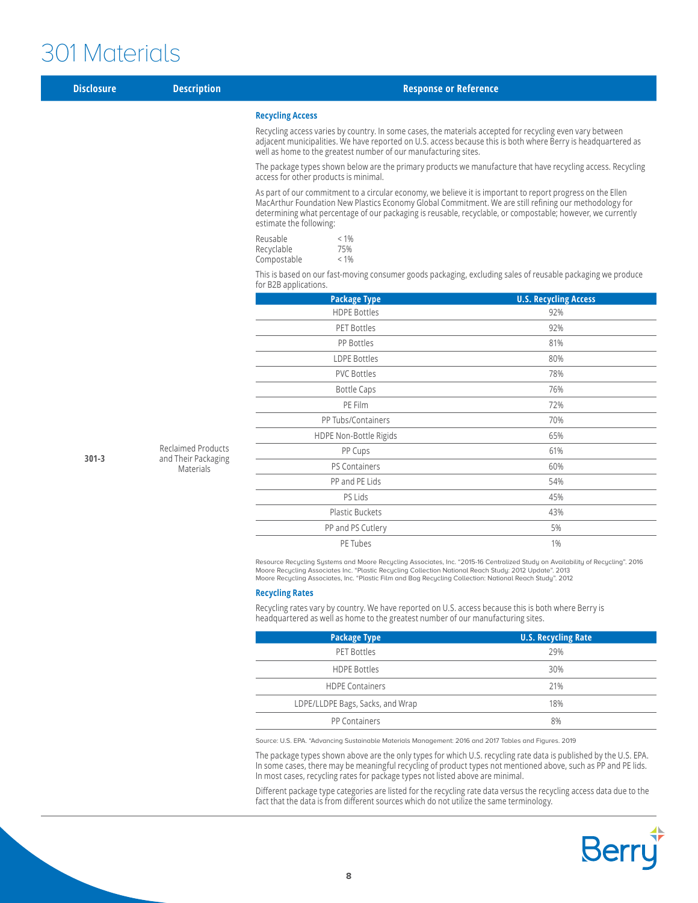# 301 Materials

| Disclosure | Description | Response or Reference |
|---|---|---|
| 301-3 | Reclaimed Products and Their Packaging Materials | See below |

### Recycling Access

Recycling access varies by country. In some cases, the materials accepted for recycling even vary between adjacent municipalities. We have reported on U.S. access because this is both where Berry is headquartered as well as home to the greatest number of our manufacturing sites.

The package types shown below are the primary products we manufacture that have recycling access. Recycling access for other products is minimal.

As part of our commitment to a circular economy, we believe it is important to report progress on the Ellen MacArthur Foundation New Plastics Economy Global Commitment. We are still refining our methodology for determining what percentage of our packaging is reusable, recyclable, or compostable; however, we currently estimate the following:

| | |
|---|---|
| Reusable | < 1% |
| Recyclable | 75% |
| Compostable | < 1% |

This is based on our fast-moving consumer goods packaging, excluding sales of reusable packaging we produce for B2B applications.

| Package Type | U.S. Recycling Access |
|---|---|
| HDPE Bottles | 92% |
| PET Bottles | 92% |
| PP Bottles | 81% |
| LDPE Bottles | 80% |
| PVC Bottles | 78% |
| Bottle Caps | 76% |
| PE Film | 72% |
| PP Tubs/Containers | 70% |
| HDPE Non-Bottle Rigids | 65% |
| PP Cups | 61% |
| PS Containers | 60% |
| PP and PE Lids | 54% |
| PS Lids | 45% |
| Plastic Buckets | 43% |
| PP and PS Cutlery | 5% |
| PE Tubes | 1% |

Resource Recycling Systems and Moore Recycling Associates, Inc. "2015-16 Centralized Study on Availability of Recycling". 2016
Moore Recycling Associates Inc. "Plastic Recycling Collection National Reach Study: 2012 Update". 2013
Moore Recycling Associates, Inc. "Plastic Film and Bag Recycling Collection: National Reach Study". 2012

### Recycling Rates

Recycling rates vary by country. We have reported on U.S. access because this is both where Berry is headquartered as well as home to the greatest number of our manufacturing sites.

| Package Type | U.S. Recycling Rate |
|---|---|
| PET Bottles | 29% |
| HDPE Bottles | 30% |
| HDPE Containers | 21% |
| LDPE/LLDPE Bags, Sacks, and Wrap | 18% |
| PP Containers | 8% |

Source: U.S. EPA. "Advancing Sustainable Materials Management: 2016 and 2017 Tables and Figures. 2019

The package types shown above are the only types for which U.S. recycling rate data is published by the U.S. EPA. In some cases, there may be meaningful recycling of product types not mentioned above, such as PP and PE lids. In most cases, recycling rates for package types not listed above are minimal.

Different package type categories are listed for the recycling rate data versus the recycling access data due to the fact that the data is from different sources which do not utilize the same terminology.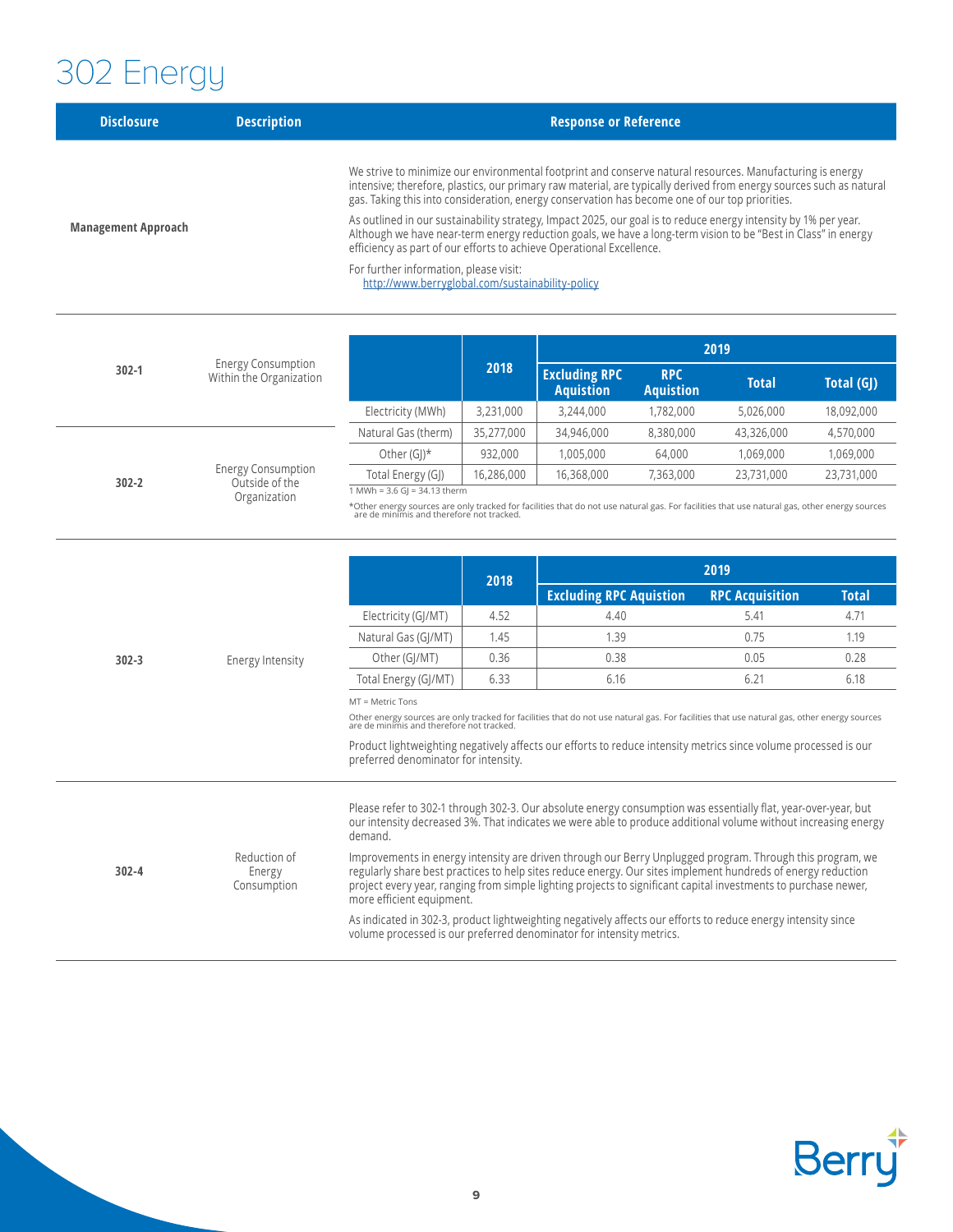# 302 Energy

| Disclosure | Description | Response or Reference |
|---|---|---|
| Management Approach | | We strive to minimize our environmental footprint and conserve natural resources. Manufacturing is energy intensive; therefore, plastics, our primary raw material, are typically derived from energy sources such as natural gas. Taking this into consideration, energy conservation has become one of our top priorities. As outlined in our sustainability strategy, Impact 2025, our goal is to reduce energy intensity by 1% per year. Although we have near-term energy reduction goals, we have a long-term vision to be "Best in Class" in energy efficiency as part of our efforts to achieve Operational Excellence. For further information, please visit: http://www.berryglobal.com/sustainability-policy |
| 302-1 | Energy Consumption Within the Organization | See table below |
| 302-2 | Energy Consumption Outside of the Organization | See table below |

| | 2018 | 2019 | | | |
|---|---|---|---|---|---|
| | | Excluding RPC Aquistion | RPC Aquistion | Total | Total (GJ) |
| Electricity (MWh) | 3,231,000 | 3,244,000 | 1,782,000 | 5,026,000 | 18,092,000 |
| Natural Gas (therm) | 35,277,000 | 34,946,000 | 8,380,000 | 43,326,000 | 4,570,000 |
| Other (GJ)* | 932,000 | 1,005,000 | 64,000 | 1,069,000 | 1,069,000 |
| Total Energy (GJ) | 16,286,000 | 16,368,000 | 7,363,000 | 23,731,000 | 23,731,000 |

1 MWh = 3.6 GJ = 34.13 therm

*Other energy sources are only tracked for facilities that do not use natural gas. For facilities that use natural gas, other energy sources are de minimis and therefore not tracked.

**302-3 Energy Intensity**

| | 2018 | 2019 | | |
|---|---|---|---|---|
| | | Excluding RPC Aquistion | RPC Acquistion | Total |
| Electricity (GJ/MT) | 4.52 | 4.40 | 5.41 | 4.71 |
| Natural Gas (GJ/MT) | 1.45 | 1.39 | 0.75 | 1.19 |
| Other (GJ/MT) | 0.36 | 0.38 | 0.05 | 0.28 |
| Total Energy (GJ/MT) | 6.33 | 6.16 | 6.21 | 6.18 |

MT = Metric Tons

Other energy sources are only tracked for facilities that do not use natural gas. For facilities that use natural gas, other energy sources are de minimis and therefore not tracked.

Product lightweighting negatively affects our efforts to reduce intensity metrics since volume processed is our preferred denominator for intensity.

**302-4 Reduction of Energy Consumption**

Please refer to 302-1 through 302-3. Our absolute energy consumption was essentially flat, year-over-year, but our intensity decreased 3%. That indicates we were able to produce additional volume without increasing energy demand.

Improvements in energy intensity are driven through our Berry Unplugged program. Through this program, we regularly share best practices to help sites reduce energy. Our sites implement hundreds of energy reduction project every year, ranging from simple lighting projects to significant capital investments to purchase newer, more efficient equipment.

As indicated in 302-3, product lightweighting negatively affects our efforts to reduce energy intensity since volume processed is our preferred denominator for intensity metrics.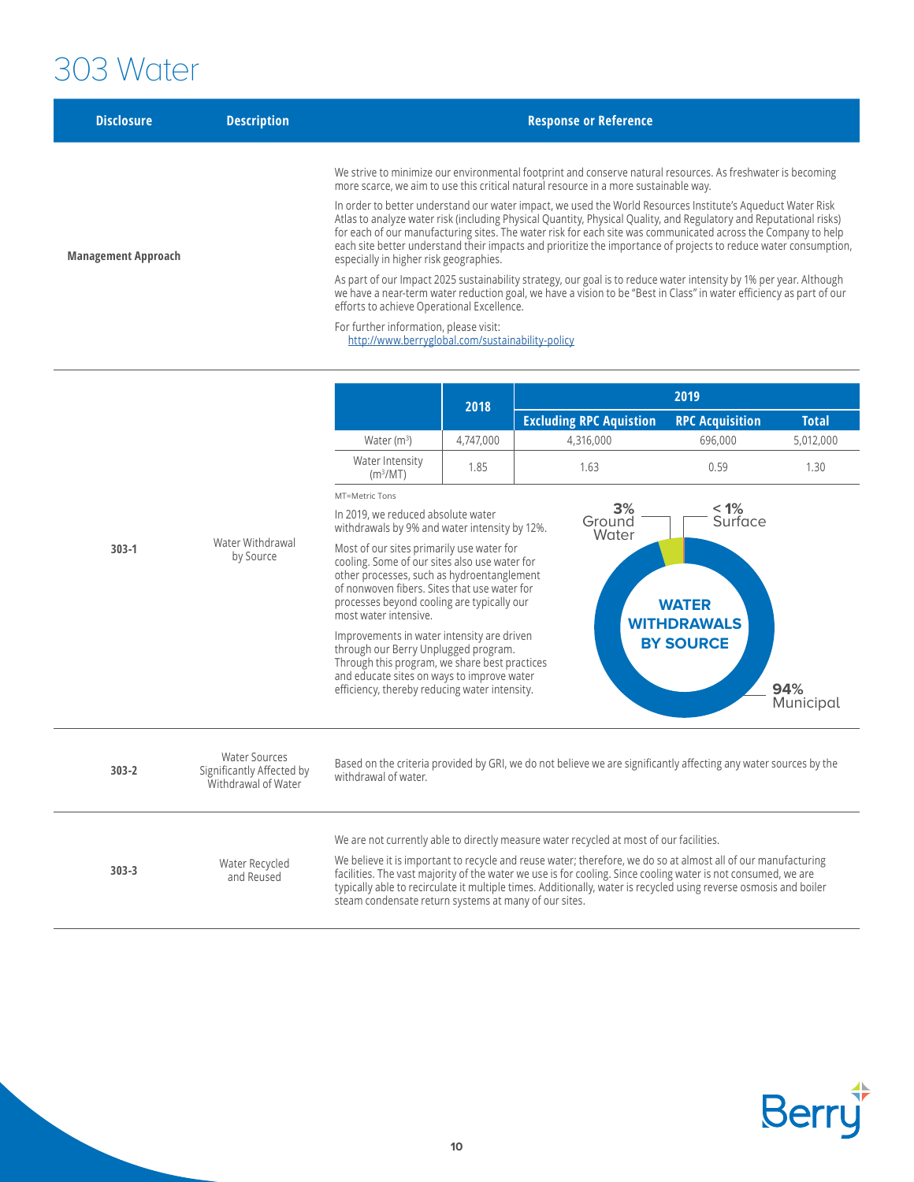# 303 Water

| Disclosure | Description | Response or Reference |
|---|---|---|
| Management Approach | | We strive to minimize our environmental footprint and conserve natural resources. As freshwater is becoming more scarce, we aim to use this critical natural resource in a more sustainable way.<br><br>In order to better understand our water impact, we used the World Resources Institute's Aqueduct Water Risk Atlas to analyze water risk (including Physical Quantity, Physical Quality, and Regulatory and Reputational risks) for each of our manufacturing sites. The water risk for each site was communicated across the Company to help each site better understand their impacts and prioritize the importance of projects to reduce water consumption, especially in higher risk geographies.<br><br>As part of our Impact 2025 sustainability strategy, our goal is to reduce water intensity by 1% per year. Although we have a near-term water reduction goal, we have a vision to be "Best in Class" in water efficiency as part of our efforts to achieve Operational Excellence.<br><br>For further information, please visit: http://www.berryglobal.com/sustainability-policy |
| 303-1 | Water Withdrawal by Source | See table and text below |
| 303-2 | Water Sources Significantly Affected by Withdrawal of Water | Based on the criteria provided by GRI, we do not believe we are significantly affecting any water sources by the withdrawal of water. |
| 303-3 | Water Recycled and Reused | We are not currently able to directly measure water recycled at most of our facilities.<br><br>We believe it is important to recycle and reuse water; therefore, we do so at almost all of our manufacturing facilities. The vast majority of the water we use is for cooling. Since cooling water is not consumed, we are typically able to recirculate it multiple times. Additionally, water is recycled using reverse osmosis and boiler steam condensate return systems at many of our sites. |

**303-1 Water Withdrawal by Source**

| | 2018 | 2019 | | |
|---|---|---|---|---|
| | | Excluding RPC Aquistion | RPC Acquisition | Total |
| Water ($m^3$) | 4,747,000 | 4,316,000 | 696,000 | 5,012,000 |
| Water Intensity ($m^3$/MT) | 1.85 | 1.63 | 0.59 | 1.30 |

MT=Metric Tons

In 2019, we reduced absolute water withdrawals by 9% and water intensity by 12%.

Most of our sites primarily use water for cooling. Some of our sites also use water for other processes, such as hydroentanglement of nonwoven fibers. Sites that use water for processes beyond cooling are typically our most water intensive.

Improvements in water intensity are driven through our Berry Unplugged program. Through this program, we share best practices and educate sites on ways to improve water efficiency, thereby reducing water intensity.

**WATER WITHDRAWALS BY SOURCE**

- 94% Municipal
- 3% Ground Water
- < 1% Surface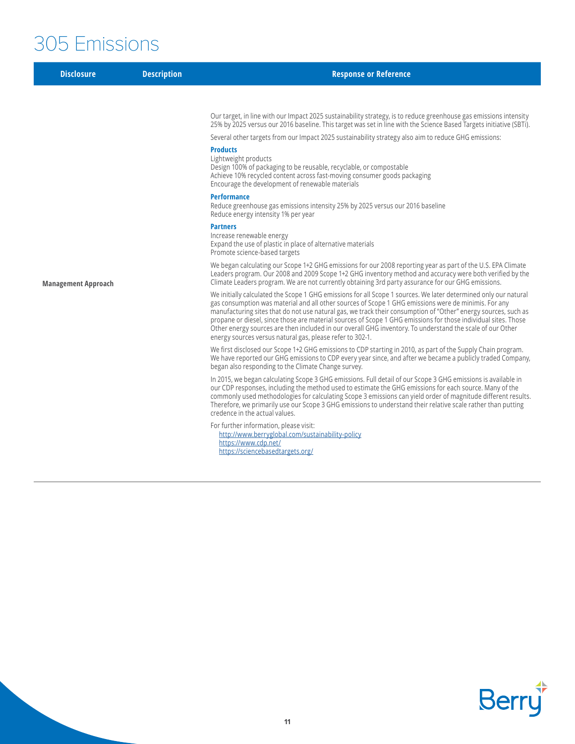# 305 Emissions

| Disclosure | Description | Response or Reference |
|---|---|---|
| **Management Approach** | | Our target, in line with our Impact 2025 sustainability strategy, is to reduce greenhouse gas emissions intensity 25% by 2025 versus our 2016 baseline. This target was set in line with the Science Based Targets initiative (SBTi).<br><br>Several other targets from our Impact 2025 sustainability strategy also aim to reduce GHG emissions:<br><br>**Products**<br>Lightweight products<br>Design 100% of packaging to be reusable, recyclable, or compostable<br>Achieve 10% recycled content across fast-moving consumer goods packaging<br>Encourage the development of renewable materials<br><br>**Performance**<br>Reduce greenhouse gas emissions intensity 25% by 2025 versus our 2016 baseline<br>Reduce energy intensity 1% per year<br><br>**Partners**<br>Increase renewable energy<br>Expand the use of plastic in place of alternative materials<br>Promote science-based targets<br><br>We began calculating our Scope 1+2 GHG emissions for our 2008 reporting year as part of the U.S. EPA Climate Leaders program. Our 2008 and 2009 Scope 1+2 GHG inventory method and accuracy were both verified by the Climate Leaders program. We are not currently obtaining 3rd party assurance for our GHG emissions.<br><br>We initially calculated the Scope 1 GHG emissions for all Scope 1 sources. We later determined only our natural gas consumption was material and all other sources of Scope 1 GHG emissions were de minimis. For any manufacturing sites that do not use natural gas, we track their consumption of "Other" energy sources, such as propane or diesel, since those are material sources of Scope 1 GHG emissions for those individual sites. Those Other energy sources are then included in our overall GHG inventory. To understand the scale of our Other energy sources versus natural gas, please refer to 302-1.<br><br>We first disclosed our Scope 1+2 GHG emissions to CDP starting in 2010, as part of the Supply Chain program. We have reported our GHG emissions to CDP every year since, and after we became a publicly traded Company, began also responding to the Climate Change survey.<br><br>In 2015, we began calculating Scope 3 GHG emissions. Full detail of our Scope 3 GHG emissions is available in our CDP responses, including the method used to estimate the GHG emissions for each source. Many of the commonly used methodologies for calculating Scope 3 emissions can yield order of magnitude different results. Therefore, we primarily use our Scope 3 GHG emissions to understand their relative scale rather than putting credence in the actual values.<br><br>For further information, please visit:<br>http://www.berryglobal.com/sustainability-policy<br>https://www.cdp.net/<br>https://sciencebasedtargets.org/ |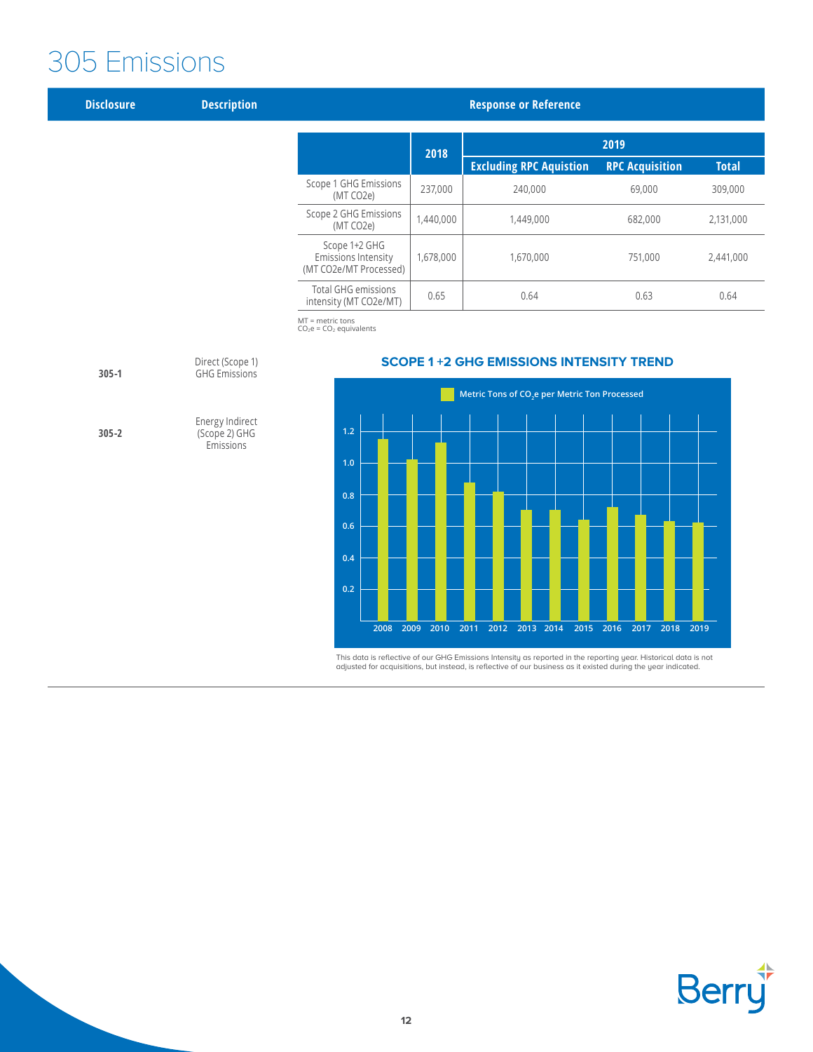# 305 Emissions

| Disclosure | Description | Response or Reference |
|---|---|---|
| 305-1 | Direct (Scope 1) GHG Emissions | |
| 305-2 | Energy Indirect (Scope 2) GHG Emissions | |

| | 2018 | 2019 | | |
|---|---|---|---|---|
| | | Excluding RPC Aquistion | RPC Acquisition | Total |
| Scope 1 GHG Emissions (MT CO2e) | 237,000 | 240,000 | 69,000 | 309,000 |
| Scope 2 GHG Emissions (MT CO2e) | 1,440,000 | 1,449,000 | 682,000 | 2,131,000 |
| Scope 1+2 GHG Emissions Intensity (MT CO2e/MT Processed) | 1,678,000 | 1,670,000 | 751,000 | 2,441,000 |
| Total GHG emissions intensity (MT CO2e/MT) | 0.65 | 0.64 | 0.63 | 0.64 |

MT = metric tons
$CO_2e$ = $CO_2$ equivalents

## SCOPE 1 +2 GHG EMISSIONS INTENSITY TREND

Metric Tons of $CO_2e$ per Metric Ton Processed

| Year | 2008 | 2009 | 2010 | 2011 | 2012 | 2013 | 2014 | 2015 | 2016 | 2017 | 2018 | 2019 |
|---|---|---|---|---|---|---|---|---|---|---|---|---|

This data is reflective of our GHG Emissions Intensity as reported in the reporting year. Historical data is not adjusted for acquisitions, but instead, is reflective of our business as it existed during the year indicated.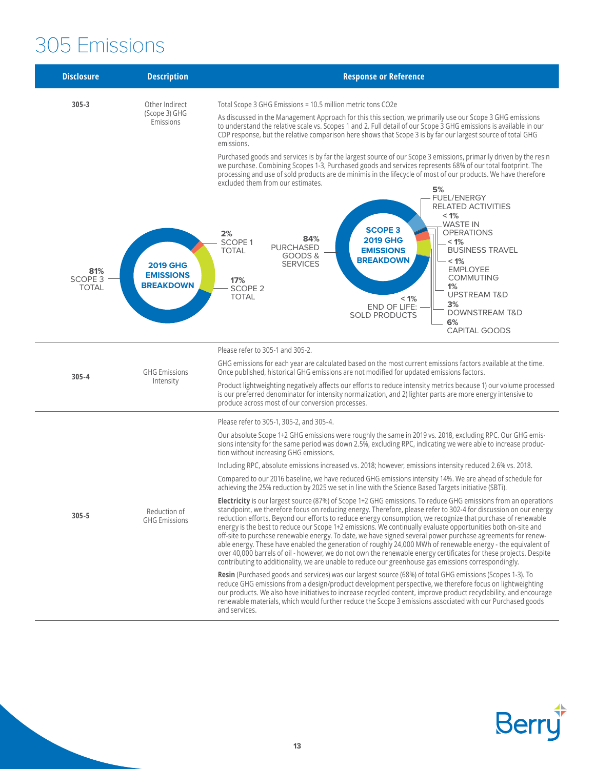# 305 Emissions

| Disclosure | Description | Response or Reference |
|---|---|---|
| 305-3 | Other Indirect (Scope 3) GHG Emissions | Total Scope 3 GHG Emissions = 10.5 million metric tons CO2e<br><br>As discussed in the Management Approach for this this section, we primarily use our Scope 3 GHG emissions to understand the relative scale vs. Scopes 1 and 2. Full detail of our Scope 3 GHG emissions is available in our CDP response, but the relative comparison here shows that Scope 3 is by far our largest source of total GHG emissions.<br><br>Purchased goods and services is by far the largest source of our Scope 3 emissions, primarily driven by the resin we purchase. Combining Scopes 1-3, Purchased goods and services represents 68% of our total footprint. The processing and use of sold products are de minimis in the lifecycle of most of our products. We have therefore excluded them from our estimates.<br><br>**2019 GHG EMISSIONS BREAKDOWN**: 81% SCOPE 3 TOTAL; 2% SCOPE 1 TOTAL; 17% SCOPE 2 TOTAL<br><br>**SCOPE 3 2019 GHG EMISSIONS BREAKDOWN**: 84% PURCHASED GOODS & SERVICES; 5% FUEL/ENERGY RELATED ACTIVITIES; < 1% WASTE IN OPERATIONS; < 1% BUSINESS TRAVEL; < 1% EMPLOYEE COMMUTING; 1% UPSTREAM T&D; 3% DOWNSTREAM T&D; 6% CAPITAL GOODS; < 1% END OF LIFE: SOLD PRODUCTS |
| 305-4 | GHG Emissions Intensity | Please refer to 305-1 and 305-2.<br><br>GHG emissions for each year are calculated based on the most current emissions factors available at the time. Once published, historical GHG emissions are not modified for updated emissions factors.<br><br>Product lightweighting negatively affects our efforts to reduce intensity metrics because 1) our volume processed is our preferred denominator for intensity normalization, and 2) lighter parts are more energy intensive to produce across most of our conversion processes. |
| 305-5 | Reduction of GHG Emissions | Please refer to 305-1, 305-2, and 305-4.<br><br>Our absolute Scope 1+2 GHG emissions were roughly the same in 2019 vs. 2018, excluding RPC. Our GHG emissions intensity for the same period was down 2.5%, excluding RPC, indicating we were able to increase production without increasing GHG emissions.<br><br>Including RPC, absolute emissions increased vs. 2018; however, emissions intensity reduced 2.6% vs. 2018.<br><br>Compared to our 2016 baseline, we have reduced GHG emissions intensity 14%. We are ahead of schedule for achieving the 25% reduction by 2025 we set in line with the Science Based Targets initiative (SBTi).<br><br>**Electricity** is our largest source (87%) of Scope 1+2 GHG emissions. To reduce GHG emissions from an operations standpoint, we therefore focus on reducing energy. Therefore, please refer to 302-4 for discussion on our energy reduction efforts. Beyond our efforts to reduce energy consumption, we recognize that purchase of renewable energy is the best to reduce our Scope 1+2 emissions. We continually evaluate opportunities both on-site and off-site to purchase renewable energy. To date, we have signed several power purchase agreements for renewable energy. These have enabled the generation of roughly 24,000 MWh of renewable energy - the equivalent of over 40,000 barrels of oil - however, we do not own the renewable energy certificates for these projects. Despite contributing to additionality, we are unable to reduce our greenhouse gas emissions correspondingly.<br><br>**Resin** (Purchased goods and services) was our largest source (68%) of total GHG emissions (Scopes 1-3). To reduce GHG emissions from a design/product development perspective, we therefore focus on lightweighting our products. We also have initiatives to increase recycled content, improve product recyclability, and encourage renewable materials, which would further reduce the Scope 3 emissions associated with our Purchased goods and services. |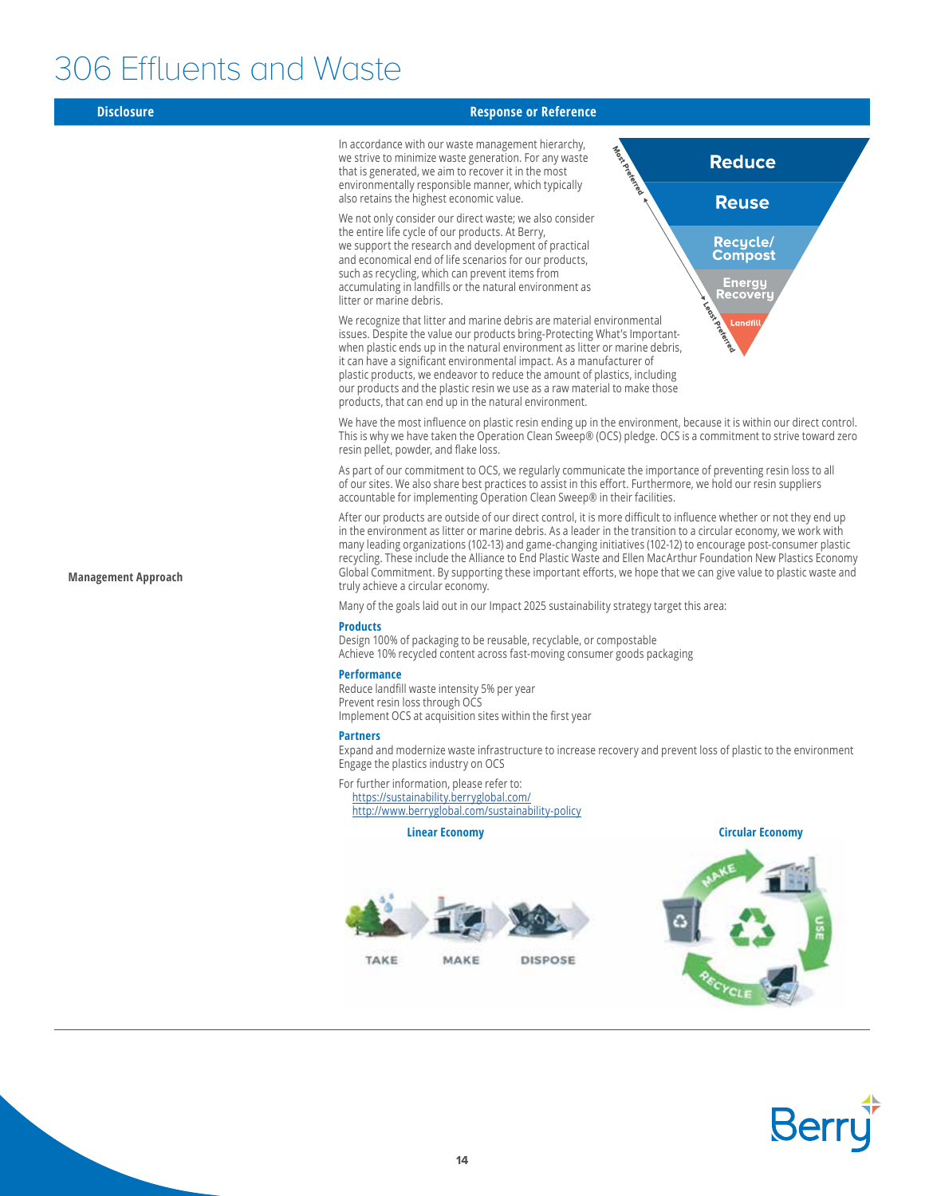# 306 Effluents and Waste

| Disclosure | Response or Reference |
|---|---|
| Management Approach | In accordance with our waste management hierarchy, we strive to minimize waste generation. For any waste that is generated, we aim to recover it in the most environmentally responsible manner, which typically also retains the highest economic value.<br><br>We not only consider our direct waste; we also consider the entire life cycle of our products. At Berry, we support the research and development of practical and economical end of life scenarios for our products, such as recycling, which can prevent items from accumulating in landfills or the natural environment as litter or marine debris.<br><br>We recognize that litter and marine debris are material environmental issues. Despite the value our products bring-Protecting What's Important-when plastic ends up in the natural environment as litter or marine debris, it can have a significant environmental impact. As a manufacturer of plastic products, we endeavor to reduce the amount of plastics, including our products and the plastic resin we use as a raw material to make those products, that can end up in the natural environment.<br><br>We have the most influence on plastic resin ending up in the environment, because it is within our direct control. This is why we have taken the Operation Clean Sweep® (OCS) pledge. OCS is a commitment to strive toward zero resin pellet, powder, and flake loss.<br><br>As part of our commitment to OCS, we regularly communicate the importance of preventing resin loss to all of our sites. We also share best practices to assist in this effort. Furthermore, we hold our resin suppliers accountable for implementing Operation Clean Sweep® in their facilities.<br><br>After our products are outside of our direct control, it is more difficult to influence whether or not they end up in the environment as litter or marine debris. As a leader in the transition to a circular economy, we work with many leading organizations (102-13) and game-changing initiatives (102-12) to encourage post-consumer plastic recycling. These include the Alliance to End Plastic Waste and Ellen MacArthur Foundation New Plastics Economy Global Commitment. By supporting these important efforts, we hope that we can give value to plastic waste and truly achieve a circular economy.<br><br>Many of the goals laid out in our Impact 2025 sustainability strategy target this area:<br><br>**Products**<br>Design 100% of packaging to be reusable, recyclable, or compostable<br>Achieve 10% recycled content across fast-moving consumer goods packaging<br><br>**Performance**<br>Reduce landfill waste intensity 5% per year<br>Prevent resin loss through OCS<br>Implement OCS at acquisition sites within the first year<br><br>**Partners**<br>Expand and modernize waste infrastructure to increase recovery and prevent loss of plastic to the environment<br>Engage the plastics industry on OCS<br><br>For further information, please refer to:<br>https://sustainability.berryglobal.com/<br>http://www.berryglobal.com/sustainability-policy |

Most Preferred → Least Preferred: Reduce; Reuse; Recycle/Compost; Energy Recovery; Landfill

**Linear Economy**: TAKE → MAKE → DISPOSE

**Circular Economy**: MAKE → USE → RECYCLE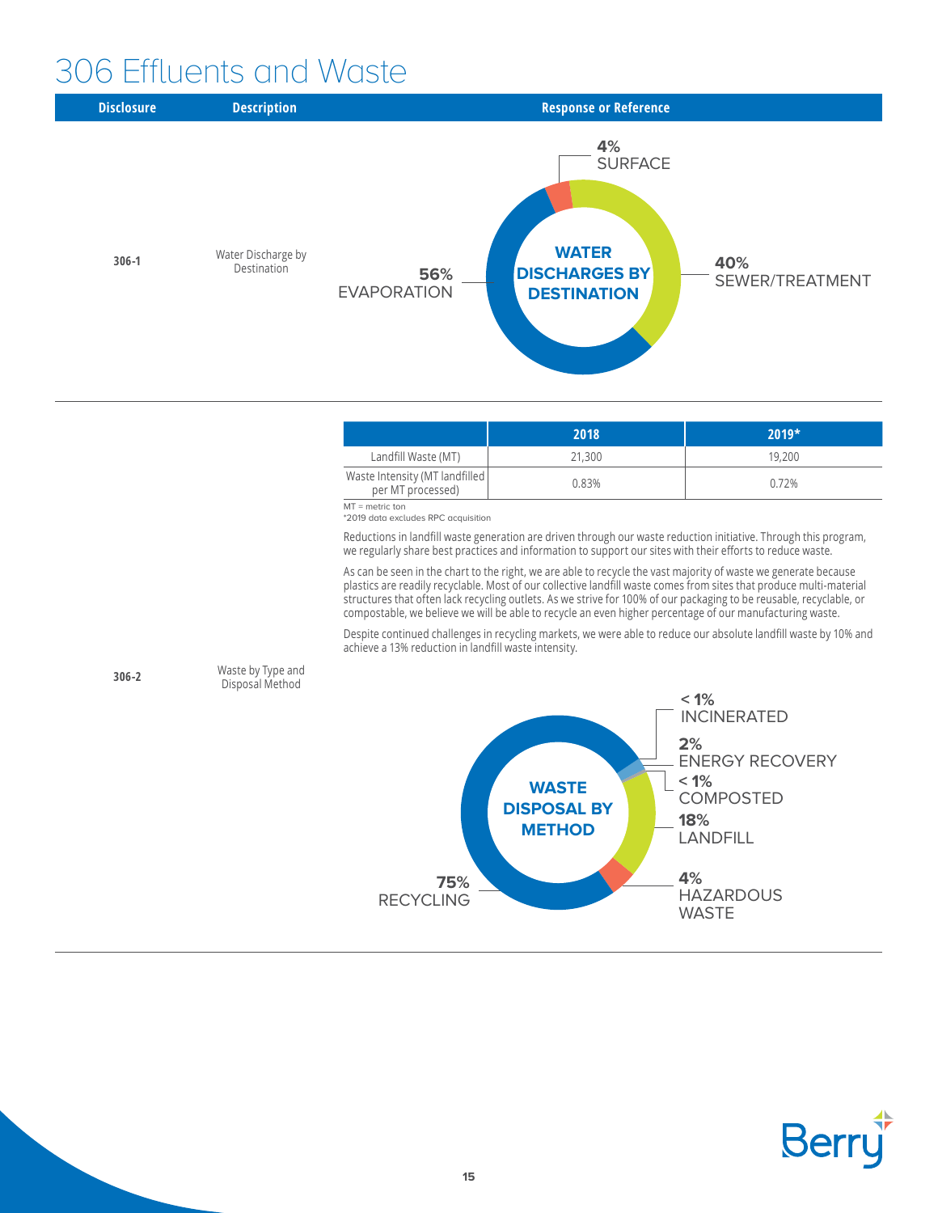# 306 Effluents and Waste

| Disclosure | Description | Response or Reference |
|---|---|---|
| 306-1 | Water Discharge by Destination | **WATER DISCHARGES BY DESTINATION**: 56% EVAPORATION; 40% SEWER/TREATMENT; 4% SURFACE |
| 306-2 | Waste by Type and Disposal Method | (see below) |

| | 2018 | 2019* |
|---|---|---|
| Landfill Waste (MT) | 21,300 | 19,200 |
| Waste Intensity (MT landfilled per MT processed) | 0.83% | 0.72% |

MT = metric ton
*2019 data excludes RPC acquisition

Reductions in landfill waste generation are driven through our waste reduction initiative. Through this program, we regularly share best practices and information to support our sites with their efforts to reduce waste.

As can be seen in the chart to the right, we are able to recycle the vast majority of waste we generate because plastics are readily recyclable. Most of our collective landfill waste comes from sites that produce multi-material structures that often lack recycling outlets. As we strive for 100% of our packaging to be reusable, recyclable, or compostable, we believe we will be able to recycle an even higher percentage of our manufacturing waste.

Despite continued challenges in recycling markets, we were able to reduce our absolute landfill waste by 10% and achieve a 13% reduction in landfill waste intensity.

**WASTE DISPOSAL BY METHOD**

- 75% RECYCLING
- 18% LANDFILL
- 4% HAZARDOUS WASTE
- 2% ENERGY RECOVERY
- < 1% INCINERATED
- < 1% COMPOSTED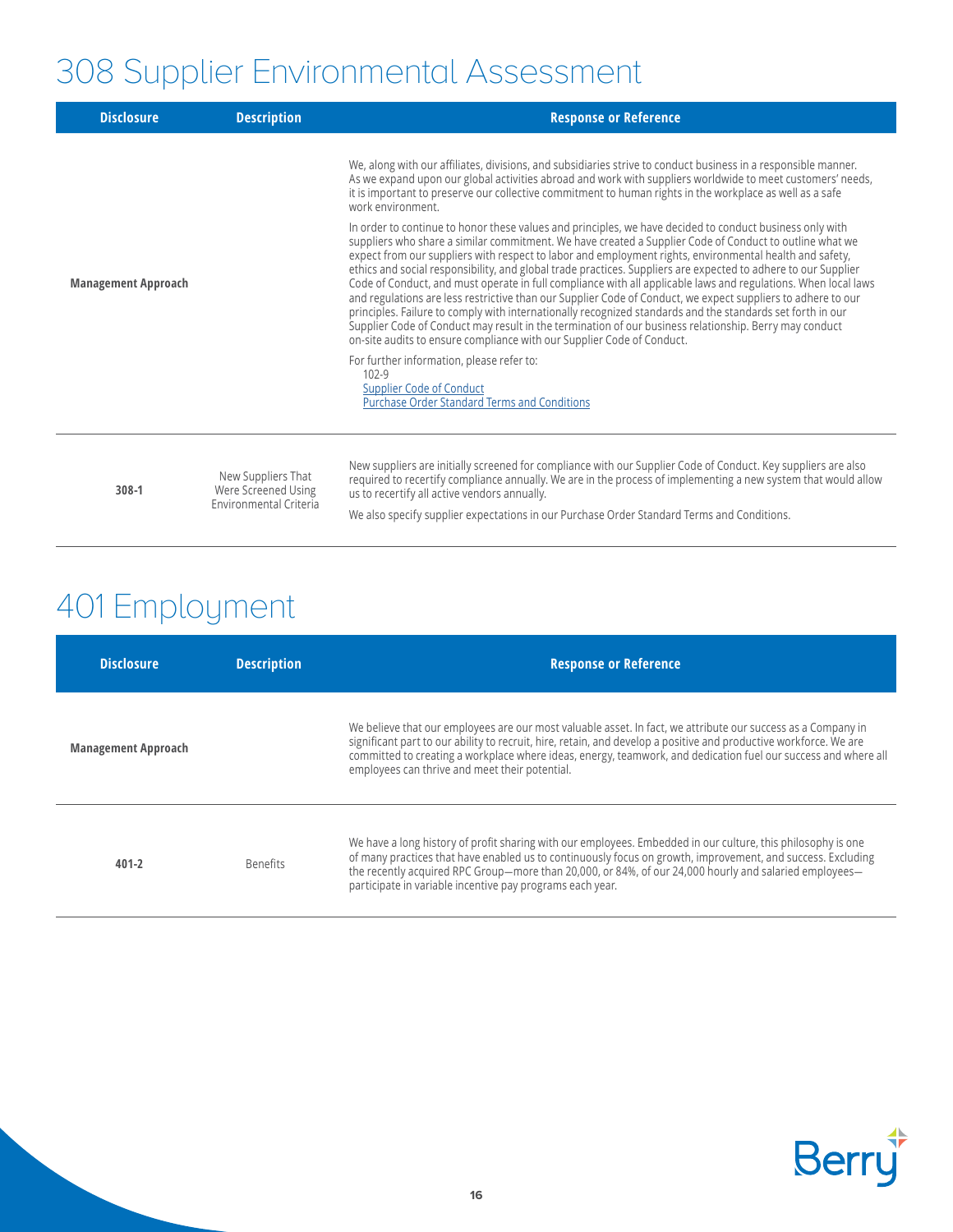# 308 Supplier Environmental Assessment

| Disclosure | Description | Response or Reference |
|---|---|---|
| **Management Approach** | | We, along with our affiliates, divisions, and subsidiaries strive to conduct business in a responsible manner. As we expand upon our global activities abroad and work with suppliers worldwide to meet customers' needs, it is important to preserve our collective commitment to human rights in the workplace as well as a safe work environment.<br><br>In order to continue to honor these values and principles, we have decided to conduct business only with suppliers who share a similar commitment. We have created a Supplier Code of Conduct to outline what we expect from our suppliers with respect to labor and employment rights, environmental health and safety, ethics and social responsibility, and global trade practices. Suppliers are expected to adhere to our Supplier Code of Conduct, and must operate in full compliance with all applicable laws and regulations. When local laws and regulations are less restrictive than our Supplier Code of Conduct, we expect suppliers to adhere to our principles. Failure to comply with internationally recognized standards and the standards set forth in our Supplier Code of Conduct may result in the termination of our business relationship. Berry may conduct on-site audits to ensure compliance with our Supplier Code of Conduct.<br><br>For further information, please refer to:<br>102-9<br>Supplier Code of Conduct<br>Purchase Order Standard Terms and Conditions |
| **308-1** | New Suppliers That Were Screened Using Environmental Criteria | New suppliers are initially screened for compliance with our Supplier Code of Conduct. Key suppliers are also required to recertify compliance annually. We are in the process of implementing a new system that would allow us to recertify all active vendors annually.<br><br>We also specify supplier expectations in our Purchase Order Standard Terms and Conditions. |

# 401 Employment

| Disclosure | Description | Response or Reference |
|---|---|---|
| **Management Approach** | | We believe that our employees are our most valuable asset. In fact, we attribute our success as a Company in significant part to our ability to recruit, hire, retain, and develop a positive and productive workforce. We are committed to creating a workplace where ideas, energy, teamwork, and dedication fuel our success and where all employees can thrive and meet their potential. |
| **401-2** | Benefits | We have a long history of profit sharing with our employees. Embedded in our culture, this philosophy is one of many practices that have enabled us to continuously focus on growth, improvement, and success. Excluding the recently acquired RPC Group—more than 20,000, or 84%, of our 24,000 hourly and salaried employees—participate in variable incentive pay programs each year. |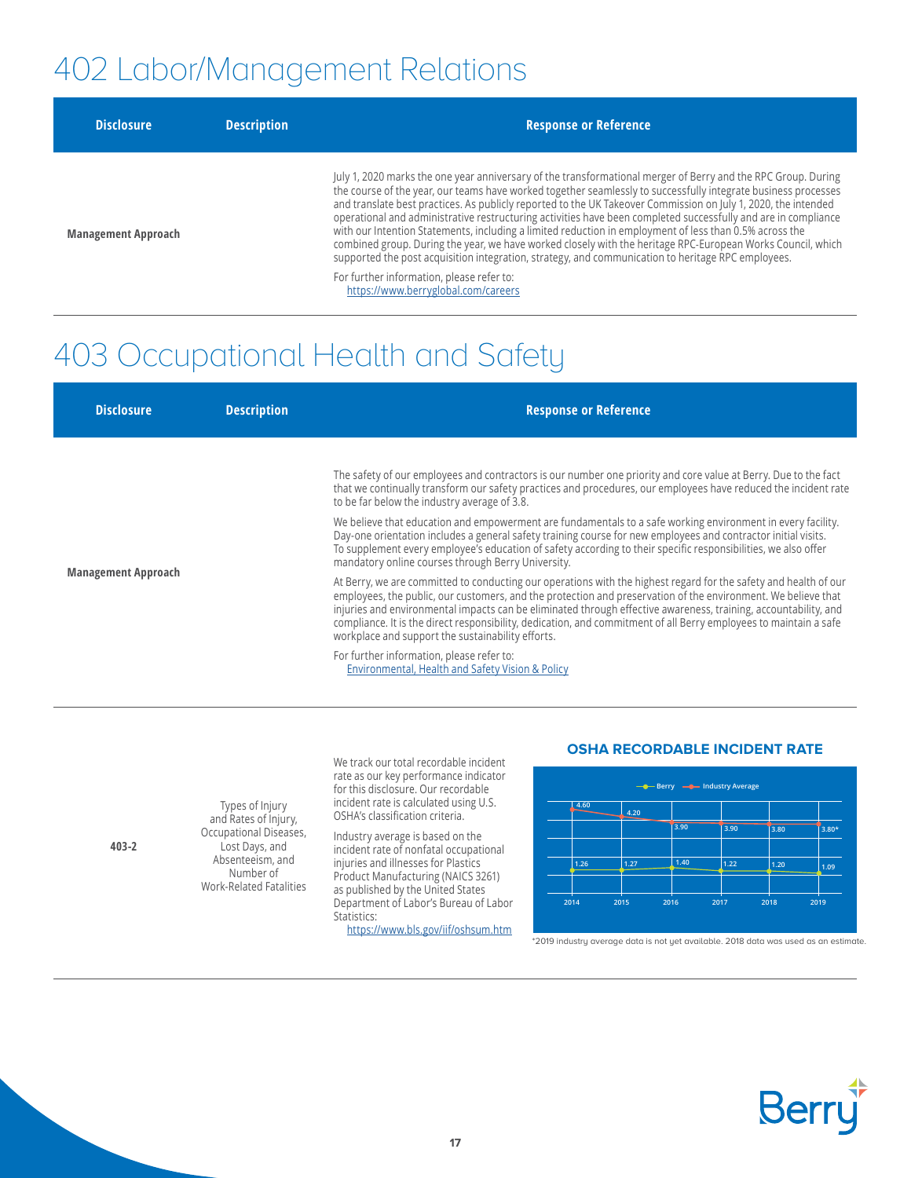# 402 Labor/Management Relations

| Disclosure | Description | Response or Reference |
|---|---|---|
| Management Approach | | July 1, 2020 marks the one year anniversary of the transformational merger of Berry and the RPC Group. During the course of the year, our teams have worked together seamlessly to successfully integrate business processes and translate best practices. As publicly reported to the UK Takeover Commission on July 1, 2020, the intended operational and administrative restructuring activities have been completed successfully and are in compliance with our Intention Statements, including a limited reduction in employment of less than 0.5% across the combined group. During the year, we have worked closely with the heritage RPC-European Works Council, which supported the post acquisition integration, strategy, and communication to heritage RPC employees.<br><br>For further information, please refer to:<br>https://www.berryglobal.com/careers |

# 403 Occupational Health and Safety

| Disclosure | Description | Response or Reference |
|---|---|---|
| Management Approach | | The safety of our employees and contractors is our number one priority and core value at Berry. Due to the fact that we continually transform our safety practices and procedures, our employees have reduced the incident rate to be far below the industry average of 3.8.<br><br>We believe that education and empowerment are fundamentals to a safe working environment in every facility. Day-one orientation includes a general safety training course for new employees and contractor initial visits. To supplement every employee's education of safety according to their specific responsibilities, we also offer mandatory online courses through Berry University.<br><br>At Berry, we are committed to conducting our operations with the highest regard for the safety and health of our employees, the public, our customers, and the protection and preservation of the environment. We believe that injuries and environmental impacts can be eliminated through effective awareness, training, accountability, and compliance. It is the direct responsibility, dedication, and commitment of all Berry employees to maintain a safe workplace and support the sustainability efforts.<br><br>For further information, please refer to:<br>Environmental, Health and Safety Vision & Policy |
| 403-2 | Types of Injury and Rates of Injury, Occupational Diseases, Lost Days, and Absenteeism, and Number of Work-Related Fatalities | We track our total recordable incident rate as our key performance indicator for this disclosure. Our recordable incident rate is calculated using U.S. OSHA's classification criteria.<br><br>Industry average is based on the incident rate of nonfatal occupational injuries and illnesses for Plastics Product Manufacturing (NAICS 3261) as published by the United States Department of Labor's Bureau of Labor Statistics:<br>https://www.bls.gov/iif/oshsum.htm |

**OSHA RECORDABLE INCIDENT RATE**

| Year | Berry | Industry Average |
|---|---|---|
| 2014 | 1.26 | 4.60 |
| 2015 | 1.27 | 4.20 |
| 2016 | 1.40 | 3.90 |
| 2017 | 1.22 | 3.90 |
| 2018 | 1.20 | 3.80 |
| 2019 | 1.09 | 3.80* |

*2019 industry average data is not yet available. 2018 data was used as an estimate.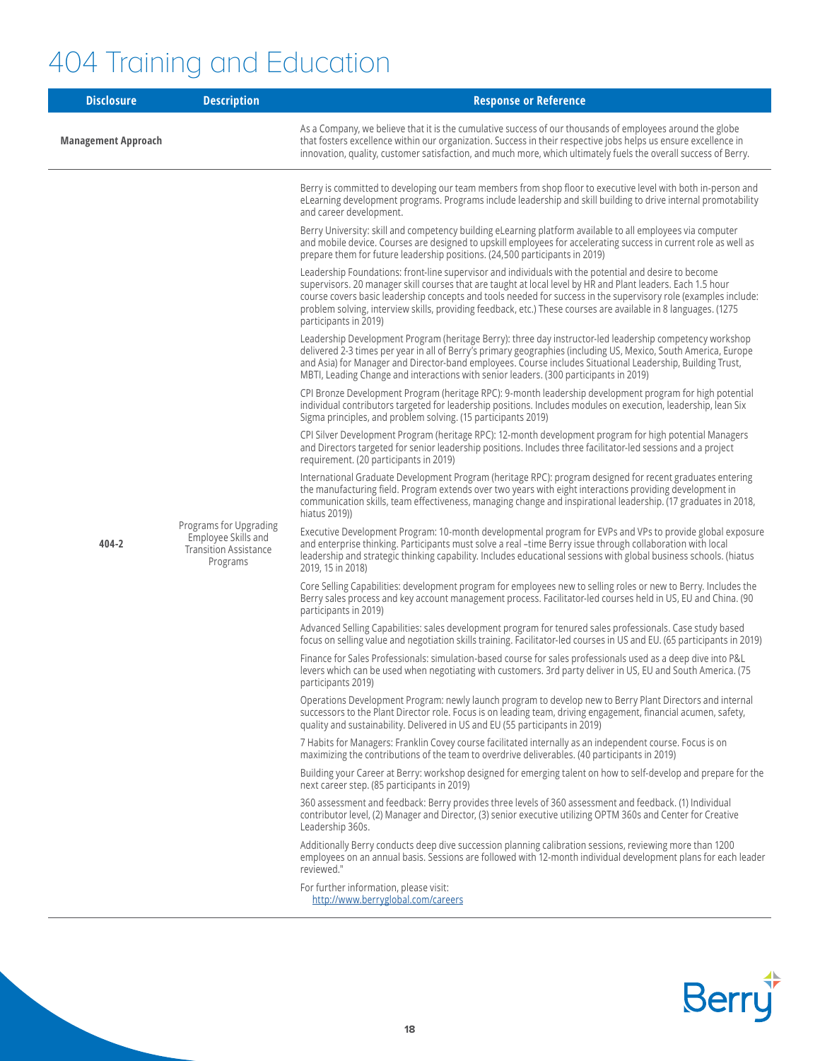# 404 Training and Education

| Disclosure | Description | Response or Reference |
|---|---|---|
| **Management Approach** | | As a Company, we believe that it is the cumulative success of our thousands of employees around the globe that fosters excellence within our organization. Success in their respective jobs helps us ensure excellence in innovation, quality, customer satisfaction, and much more, which ultimately fuels the overall success of Berry. |
| **404-2** | Programs for Upgrading Employee Skills and Transition Assistance Programs | Berry is committed to developing our team members from shop floor to executive level with both in-person and eLearning development programs. Programs include leadership and skill building to drive internal promotability and career development.<br><br>Berry University: skill and competency building eLearning platform available to all employees via computer and mobile device. Courses are designed to upskill employees for accelerating success in current role as well as prepare them for future leadership positions. (24,500 participants in 2019)<br><br>Leadership Foundations: front-line supervisor and individuals with the potential and desire to become supervisors. 20 manager skill courses that are taught at local level by HR and Plant leaders. Each 1.5 hour course covers basic leadership concepts and tools needed for success in the supervisory role (examples include: problem solving, interview skills, providing feedback, etc.) These courses are available in 8 languages. (1275 participants in 2019)<br><br>Leadership Development Program (heritage Berry): three day instructor-led leadership competency workshop delivered 2-3 times per year in all of Berry's primary geographies (including US, Mexico, South America, Europe and Asia) for Manager and Director-band employees. Course includes Situational Leadership, Building Trust, MBTI, Leading Change and interactions with senior leaders. (300 participants in 2019)<br><br>CPI Bronze Development Program (heritage RPC): 9-month leadership development program for high potential individual contributors targeted for leadership positions. Includes modules on execution, leadership, lean Six Sigma principles, and problem solving. (15 participants 2019)<br><br>CPI Silver Development Program (heritage RPC): 12-month development program for high potential Managers and Directors targeted for senior leadership positions. Includes three facilitator-led sessions and a project requirement. (20 participants in 2019)<br><br>International Graduate Development Program (heritage RPC): program designed for recent graduates entering the manufacturing field. Program extends over two years with eight interactions providing development in communication skills, team effectiveness, managing change and inspirational leadership. (17 graduates in 2018, hiatus 2019))<br><br>Executive Development Program: 10-month developmental program for EVPs and VPs to provide global exposure and enterprise thinking. Participants must solve a real –time Berry issue through collaboration with local leadership and strategic thinking capability. Includes educational sessions with global business schools. (hiatus 2019, 15 in 2018)<br><br>Core Selling Capabilities: development program for employees new to selling roles or new to Berry. Includes the Berry sales process and key account management process. Facilitator-led courses held in US, EU and China. (90 participants in 2019)<br><br>Advanced Selling Capabilities: sales development program for tenured sales professionals. Case study based focus on selling value and negotiation skills training. Facilitator-led courses in US and EU. (65 participants in 2019)<br><br>Finance for Sales Professionals: simulation-based course for sales professionals used as a deep dive into P&L levers which can be used when negotiating with customers. 3rd party deliver in US, EU and South America. (75 participants 2019)<br><br>Operations Development Program: newly launch program to develop new to Berry Plant Directors and internal successors to the Plant Director role. Focus is on leading team, driving engagement, financial acumen, safety, quality and sustainability. Delivered in US and EU (55 participants in 2019)<br><br>7 Habits for Managers: Franklin Covey course facilitated internally as an independent course. Focus is on maximizing the contributions of the team to overdrive deliverables. (40 participants in 2019)<br><br>Building your Career at Berry: workshop designed for emerging talent on how to self-develop and prepare for the next career step. (85 participants in 2019)<br><br>360 assessment and feedback: Berry provides three levels of 360 assessment and feedback. (1) Individual contributor level, (2) Manager and Director, (3) senior executive utilizing OPTM 360s and Center for Creative Leadership 360s.<br><br>Additionally Berry conducts deep dive succession planning calibration sessions, reviewing more than 1200 employees on an annual basis. Sessions are followed with 12-month individual development plans for each leader reviewed."<br><br>For further information, please visit:<br>http://www.berryglobal.com/careers |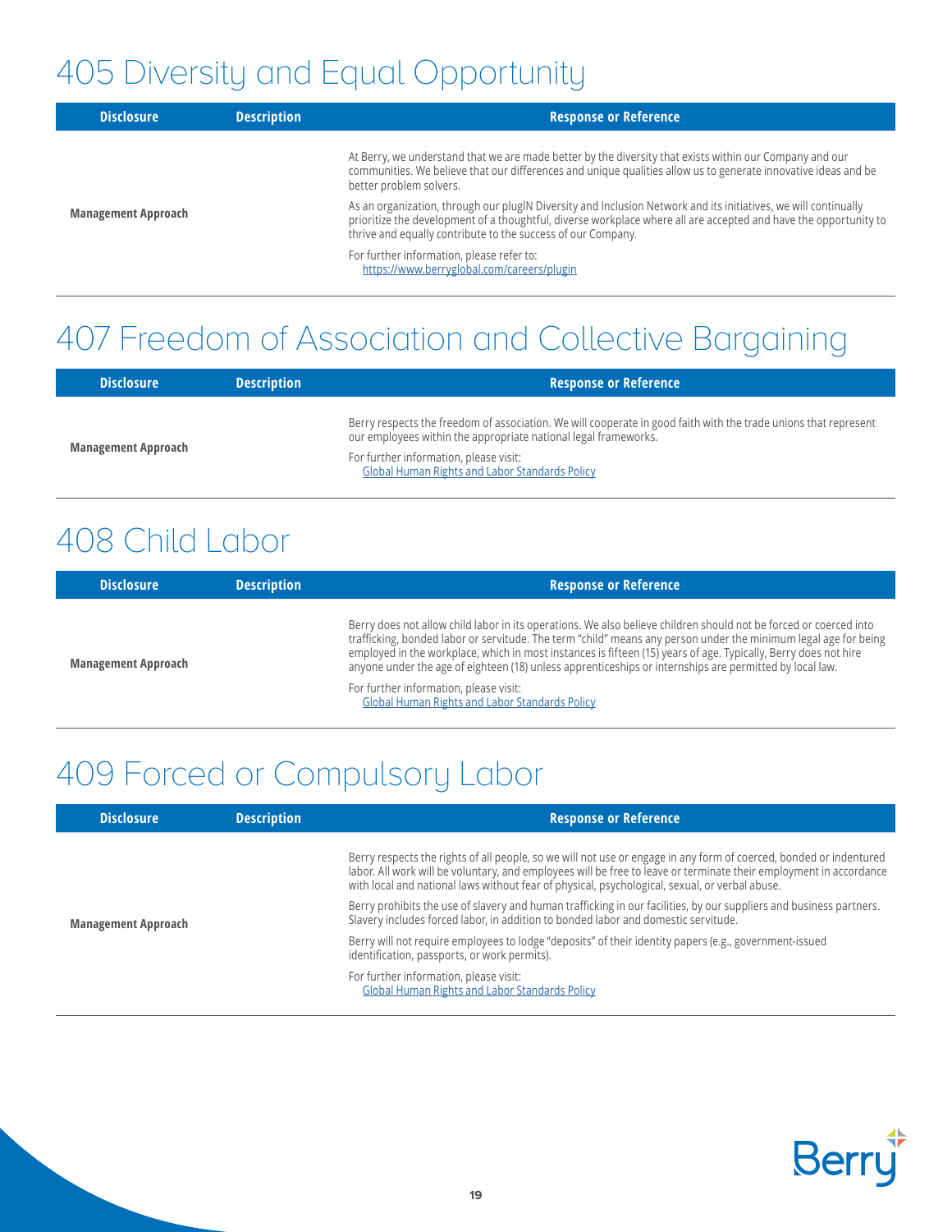# 405 Diversity and Equal Opportunity

| Disclosure | Description | Response or Reference |
|---|---|---|
| Management Approach | | At Berry, we understand that we are made better by the diversity that exists within our Company and our communities. We believe that our differences and unique qualities allow us to generate innovative ideas and be better problem solvers.<br><br>As an organization, through our plugIN Diversity and Inclusion Network and its initiatives, we will continually prioritize the development of a thoughtful, diverse workplace where all are accepted and have the opportunity to thrive and equally contribute to the success of our Company.<br><br>For further information, please refer to:<br>https://www.berryglobal.com/careers/plugin |

# 407 Freedom of Association and Collective Bargaining

| Disclosure | Description | Response or Reference |
|---|---|---|
| Management Approach | | Berry respects the freedom of association. We will cooperate in good faith with the trade unions that represent our employees within the appropriate national legal frameworks.<br><br>For further information, please visit:<br>Global Human Rights and Labor Standards Policy |

# 408 Child Labor

| Disclosure | Description | Response or Reference |
|---|---|---|
| Management Approach | | Berry does not allow child labor in its operations. We also believe children should not be forced or coerced into trafficking, bonded labor or servitude. The term "child" means any person under the minimum legal age for being employed in the workplace, which in most instances is fifteen (15) years of age. Typically, Berry does not hire anyone under the age of eighteen (18) unless apprenticeships or internships are permitted by local law.<br><br>For further information, please visit:<br>Global Human Rights and Labor Standards Policy |

# 409 Forced or Compulsory Labor

| Disclosure | Description | Response or Reference |
|---|---|---|
| Management Approach | | Berry respects the rights of all people, so we will not use or engage in any form of coerced, bonded or indentured labor. All work will be voluntary, and employees will be free to leave or terminate their employment in accordance with local and national laws without fear of physical, psychological, sexual, or verbal abuse.<br><br>Berry prohibits the use of slavery and human trafficking in our facilities, by our suppliers and business partners. Slavery includes forced labor, in addition to bonded labor and domestic servitude.<br><br>Berry will not require employees to lodge "deposits" of their identity papers (e.g., government-issued identification, passports, or work permits).<br><br>For further information, please visit:<br>Global Human Rights and Labor Standards Policy |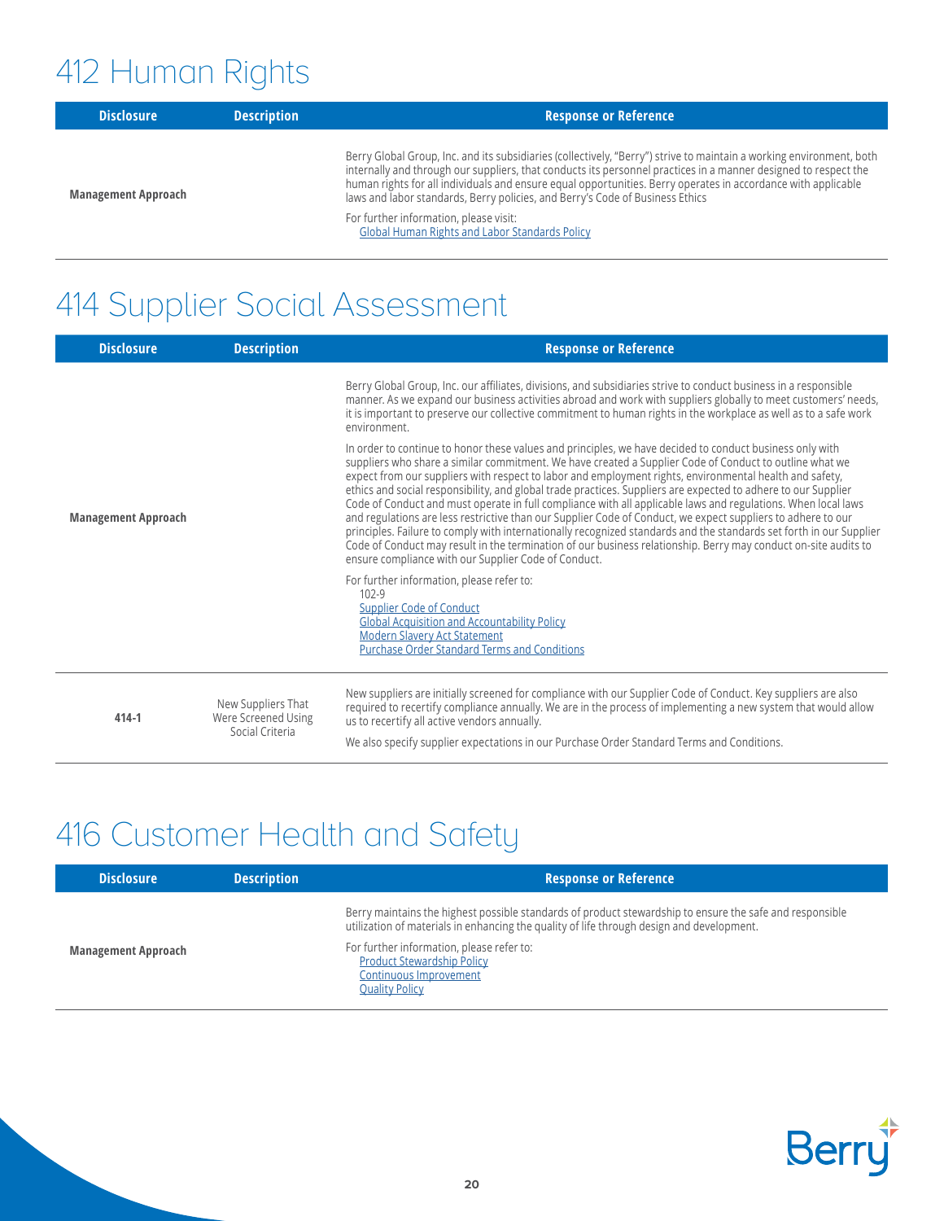# 412 Human Rights

| Disclosure | Description | Response or Reference |
| --- | --- | --- |
| **Management Approach** | | Berry Global Group, Inc. and its subsidiaries (collectively, "Berry") strive to maintain a working environment, both internally and through our suppliers, that conducts its personnel practices in a manner designed to respect the human rights for all individuals and ensure equal opportunities. Berry operates in accordance with applicable laws and labor standards, Berry policies, and Berry's Code of Business Ethics<br><br>For further information, please visit:<br>Global Human Rights and Labor Standards Policy |

# 414 Supplier Social Assessment

| Disclosure | Description | Response or Reference |
| --- | --- | --- |
| **Management Approach** | | Berry Global Group, Inc. our affiliates, divisions, and subsidiaries strive to conduct business in a responsible manner. As we expand our business activities abroad and work with suppliers globally to meet customers' needs, it is important to preserve our collective commitment to human rights in the workplace as well as to a safe work environment.<br><br>In order to continue to honor these values and principles, we have decided to conduct business only with suppliers who share a similar commitment. We have created a Supplier Code of Conduct to outline what we expect from our suppliers with respect to labor and employment rights, environmental health and safety, ethics and social responsibility, and global trade practices. Suppliers are expected to adhere to our Supplier Code of Conduct and must operate in full compliance with all applicable laws and regulations. When local laws and regulations are less restrictive than our Supplier Code of Conduct, we expect suppliers to adhere to our principles. Failure to comply with internationally recognized standards and the standards set forth in our Supplier Code of Conduct may result in the termination of our business relationship. Berry may conduct on-site audits to ensure compliance with our Supplier Code of Conduct.<br><br>For further information, please refer to:<br>102-9<br>Supplier Code of Conduct<br>Global Acquisition and Accountability Policy<br>Modern Slavery Act Statement<br>Purchase Order Standard Terms and Conditions |
| **414-1** | New Suppliers That Were Screened Using Social Criteria | New suppliers are initially screened for compliance with our Supplier Code of Conduct. Key suppliers are also required to recertify compliance annually. We are in the process of implementing a new system that would allow us to recertify all active vendors annually.<br><br>We also specify supplier expectations in our Purchase Order Standard Terms and Conditions. |

# 416 Customer Health and Safety

| Disclosure | Description | Response or Reference |
| --- | --- | --- |
| **Management Approach** | | Berry maintains the highest possible standards of product stewardship to ensure the safe and responsible utilization of materials in enhancing the quality of life through design and development.<br><br>For further information, please refer to:<br>Product Stewardship Policy<br>Continuous Improvement<br>Quality Policy |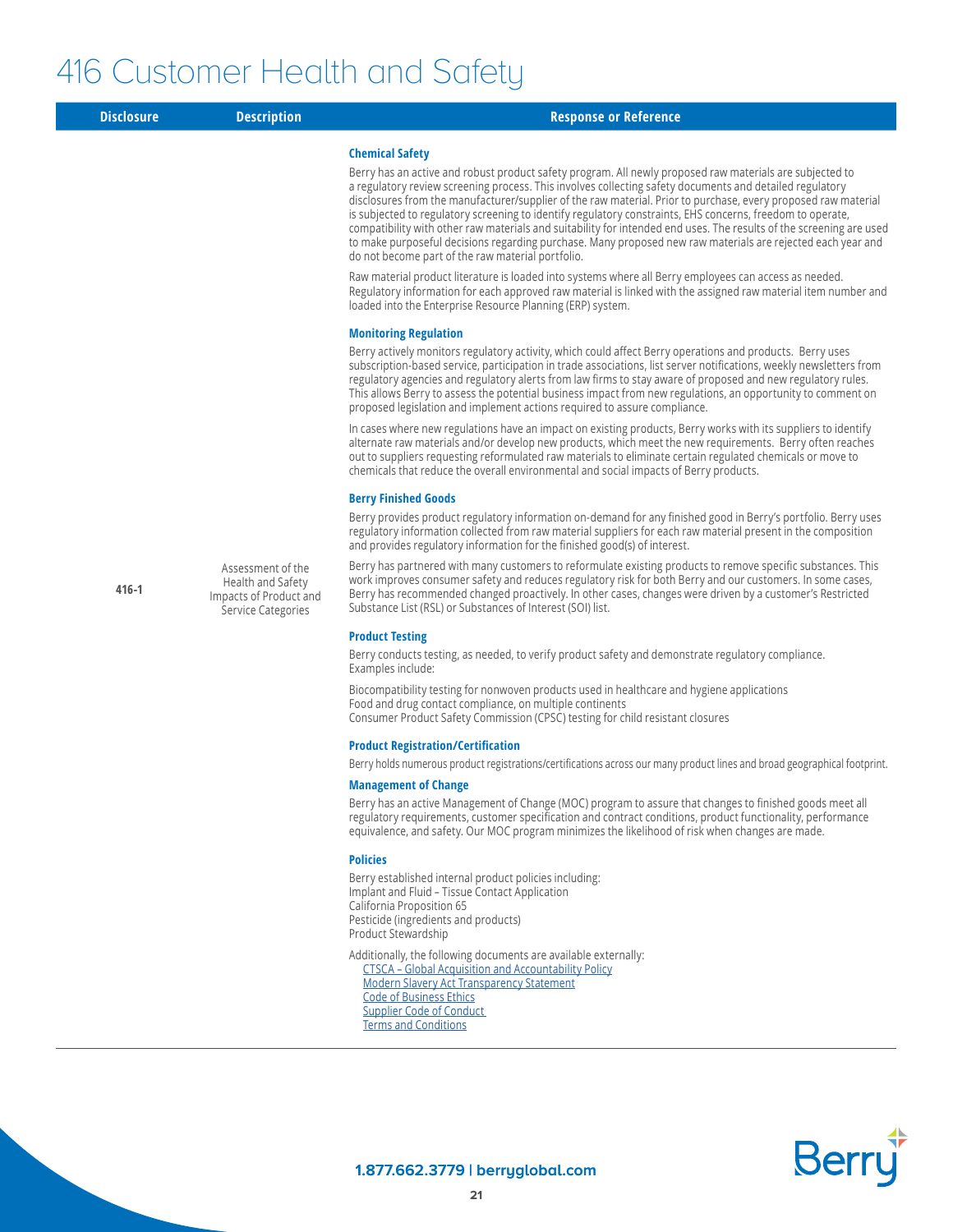# 416 Customer Health and Safety

| Disclosure | Description | Response or Reference |
|---|---|---|
| 416-1 | Assessment of the Health and Safety Impacts of Product and Service Categories | **Chemical Safety**<br><br>Berry has an active and robust product safety program. All newly proposed raw materials are subjected to a regulatory review screening process. This involves collecting safety documents and detailed regulatory disclosures from the manufacturer/supplier of the raw material. Prior to purchase, every proposed raw material is subjected to regulatory screening to identify regulatory constraints, EHS concerns, freedom to operate, compatibility with other raw materials and suitability for intended end uses. The results of the screening are used to make purposeful decisions regarding purchase. Many proposed new raw materials are rejected each year and do not become part of the raw material portfolio.<br><br>Raw material product literature is loaded into systems where all Berry employees can access as needed. Regulatory information for each approved raw material is linked with the assigned raw material item number and loaded into the Enterprise Resource Planning (ERP) system.<br><br>**Monitoring Regulation**<br><br>Berry actively monitors regulatory activity, which could affect Berry operations and products. Berry uses subscription-based service, participation in trade associations, list server notifications, weekly newsletters from regulatory agencies and regulatory alerts from law firms to stay aware of proposed and new regulatory rules. This allows Berry to assess the potential business impact from new regulations, an opportunity to comment on proposed legislation and implement actions required to assure compliance.<br><br>In cases where new regulations have an impact on existing products, Berry works with its suppliers to identify alternate raw materials and/or develop new products, which meet the new requirements. Berry often reaches out to suppliers requesting reformulated raw materials to eliminate certain regulated chemicals or move to chemicals that reduce the overall environmental and social impacts of Berry products.<br><br>**Berry Finished Goods**<br><br>Berry provides product regulatory information on-demand for any finished good in Berry's portfolio. Berry uses regulatory information collected from raw material suppliers for each raw material present in the composition and provides regulatory information for the finished good(s) of interest.<br><br>Berry has partnered with many customers to reformulate existing products to remove specific substances. This work improves consumer safety and reduces regulatory risk for both Berry and our customers. In some cases, Berry has recommended changed proactively. In other cases, changes were driven by a customer's Restricted Substance List (RSL) or Substances of Interest (SOI) list.<br><br>**Product Testing**<br><br>Berry conducts testing, as needed, to verify product safety and demonstrate regulatory compliance. Examples include:<br><br>Biocompatibility testing for nonwoven products used in healthcare and hygiene applications<br>Food and drug contact compliance, on multiple continents<br>Consumer Product Safety Commission (CPSC) testing for child resistant closures<br><br>**Product Registration/Certification**<br><br>Berry holds numerous product registrations/certifications across our many product lines and broad geographical footprint.<br><br>**Management of Change**<br><br>Berry has an active Management of Change (MOC) program to assure that changes to finished goods meet all regulatory requirements, customer specification and contract conditions, product functionality, performance equivalence, and safety. Our MOC program minimizes the likelihood of risk when changes are made.<br><br>**Policies**<br><br>Berry established internal product policies including:<br>Implant and Fluid – Tissue Contact Application<br>California Proposition 65<br>Pesticide (ingredients and products)<br>Product Stewardship<br><br>Additionally, the following documents are available externally:<br>CTSCA – Global Acquisition and Accountability Policy<br>Modern Slavery Act Transparency Statement<br>Code of Business Ethics<br>Supplier Code of Conduct<br>Terms and Conditions |

1.877.662.3779 | berryglobal.com